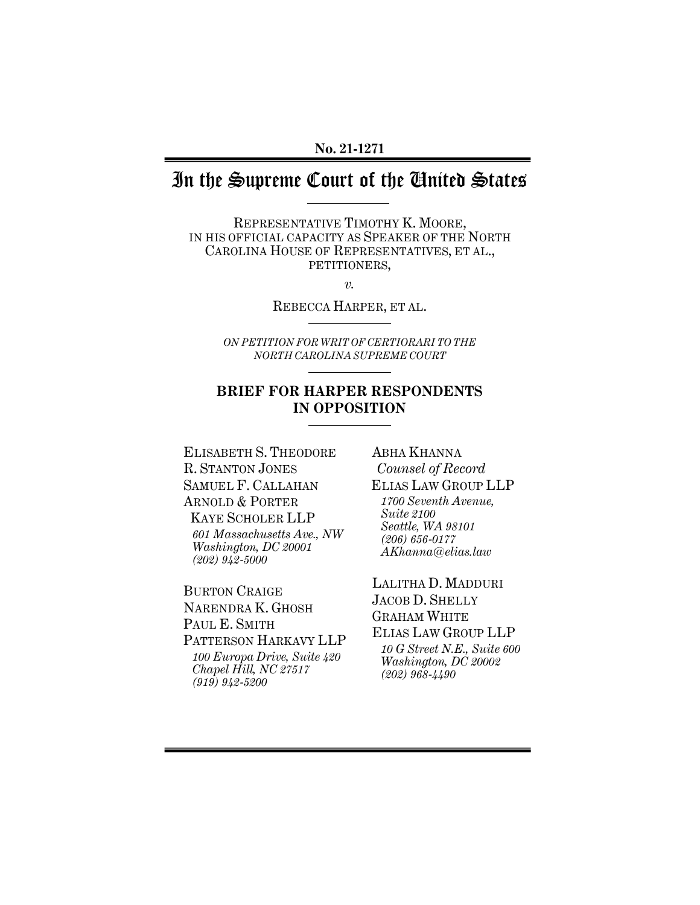**No. 21-1271**

# In the Supreme Court of the United States

REPRESENTATIVE TIMOTHY K. MOORE, IN HIS OFFICIAL CAPACITY AS SPEAKER OF THE NORTH CAROLINA HOUSE OF REPRESENTATIVES, ET AL., PETITIONERS,

*v.*

REBECCA HARPER, ET AL.

*ON PETITION FOR WRIT OF CERTIORARI TO THE NORTH CAROLINA SUPREME COURT*

## BRIEF FOR HARPER RESPONDENTS IN OPPOSITION

ELISABETH S. THEODORE
R. STANTON JONES
SAMUEL F. CALLAHAN
ARNOLD & PORTER KAYE SCHOLER LLP
*601 Massachusetts Ave., NW*
*Washington, DC 20001*
*(202) 942-5000*

BURTON CRAIGE
NARENDRA K. GHOSH
PAUL E. SMITH
PATTERSON HARKAVY LLP
*100 Europa Drive, Suite 420*
*Chapel Hill, NC 27517*
*(919) 942-5200*

ABHA KHANNA
*Counsel of Record*
ELIAS LAW GROUP LLP
*1700 Seventh Avenue, Suite 2100*
*Seattle, WA 98101*
*(206) 656-0177*
*AKhanna@elias.law*

LALITHA D. MADDURI
JACOB D. SHELLY
GRAHAM WHITE
ELIAS LAW GROUP LLP
*10 G Street N.E., Suite 600*
*Washington, DC 20002*
*(202) 968-4490*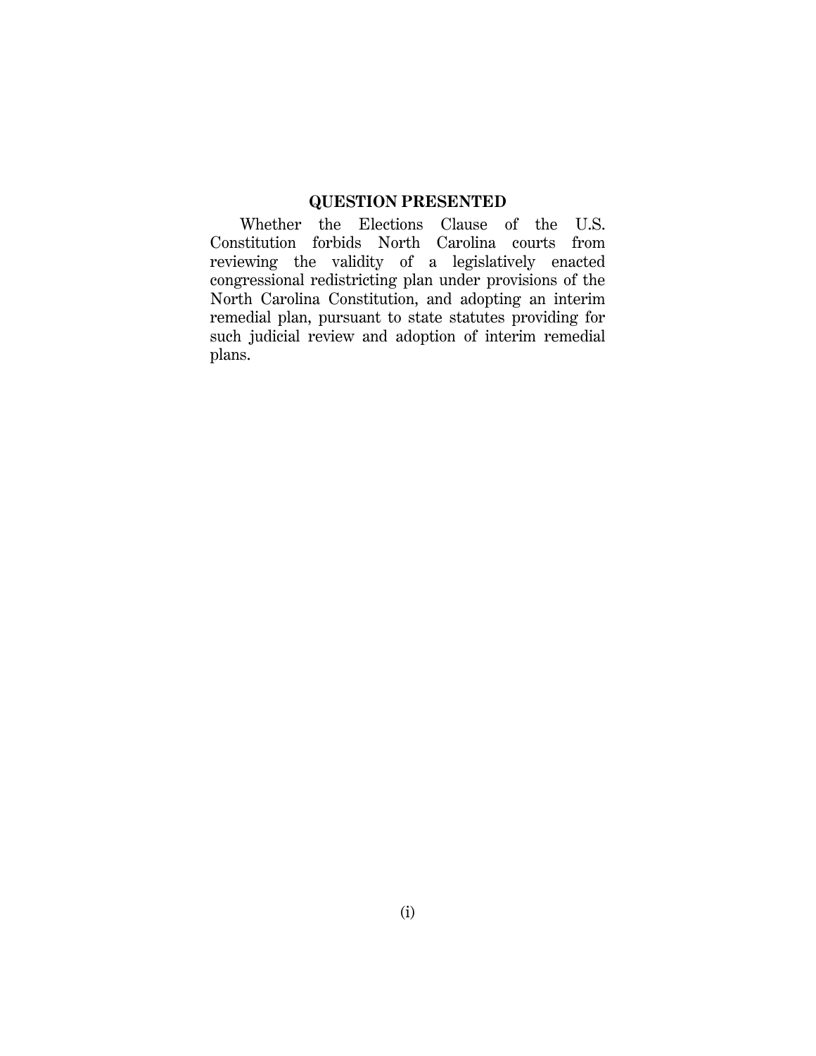## QUESTION PRESENTED

Whether the Elections Clause of the U.S. Constitution forbids North Carolina courts from reviewing the validity of a legislatively enacted congressional redistricting plan under provisions of the North Carolina Constitution, and adopting an interim remedial plan, pursuant to state statutes providing for such judicial review and adoption of interim remedial plans.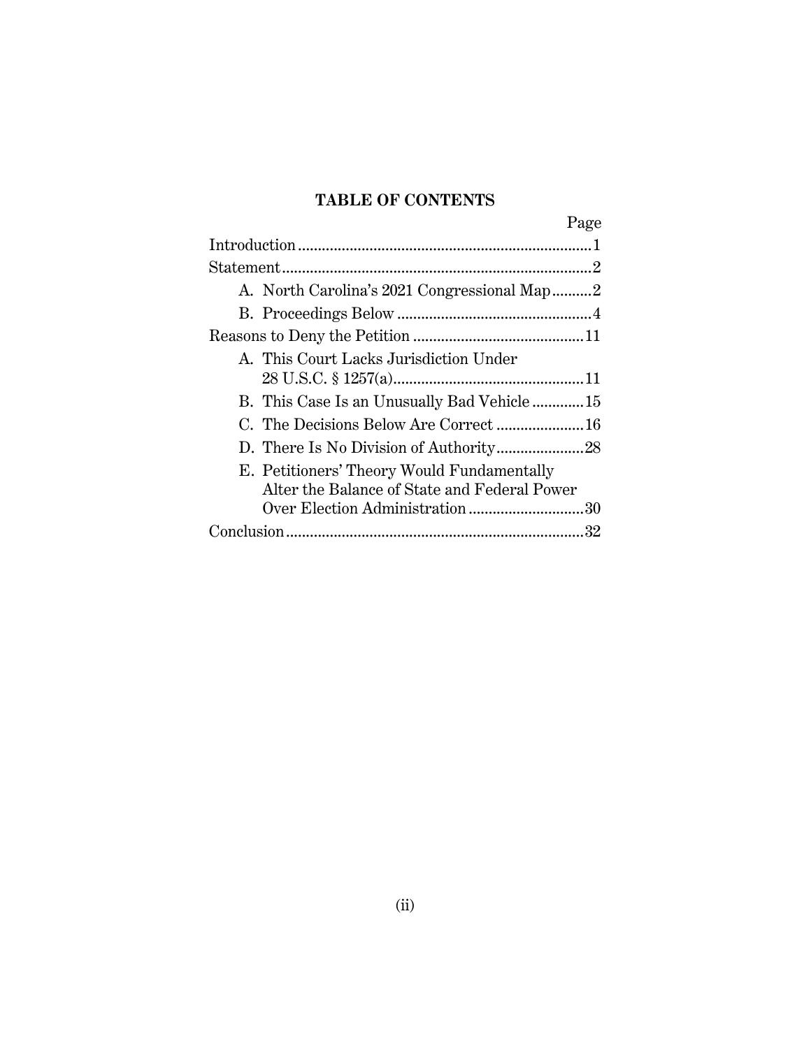## TABLE OF CONTENTS

| | Page |
|---|---|
| Introduction | 1 |
| Statement | 2 |
| A. North Carolina's 2021 Congressional Map | 2 |
| B. Proceedings Below | 4 |
| Reasons to Deny the Petition | 11 |
| A. This Court Lacks Jurisdiction Under 28 U.S.C. § 1257(a) | 11 |
| B. This Case Is an Unusually Bad Vehicle | 15 |
| C. The Decisions Below Are Correct | 16 |
| D. There Is No Division of Authority | 28 |
| E. Petitioners' Theory Would Fundamentally Alter the Balance of State and Federal Power Over Election Administration | 30 |
| Conclusion | 32 |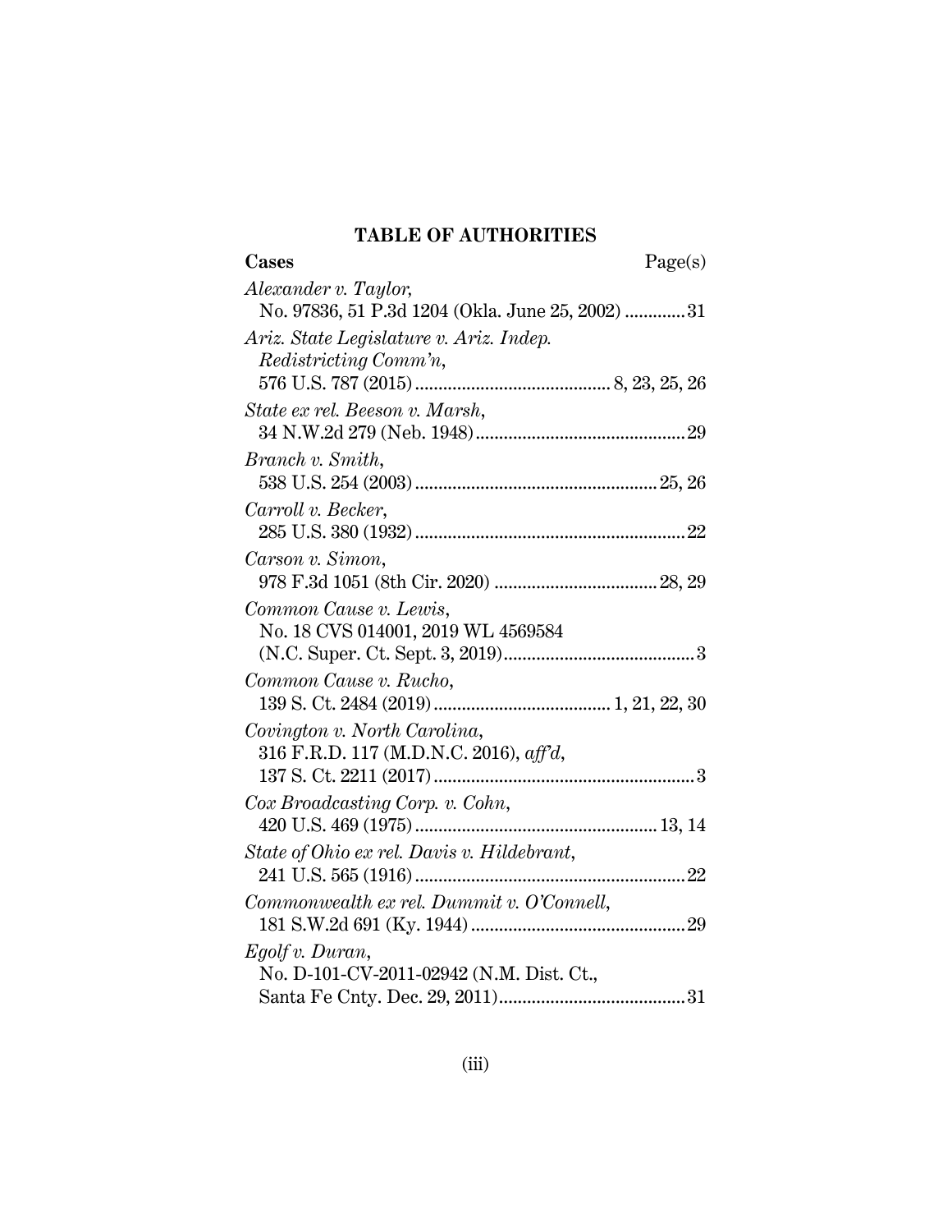## TABLE OF AUTHORITIES

**Cases** Page(s)

*Alexander v. Taylor*,
No. 97836, 51 P.3d 1204 (Okla. June 25, 2002) ............ 31

*Ariz. State Legislature v. Ariz. Indep. Redistricting Comm'n*,
576 U.S. 787 (2015) ......................................... 8, 23, 25, 26

*State ex rel. Beeson v. Marsh*,
34 N.W.2d 279 (Neb. 1948) ............................................ 29

*Branch v. Smith*,
538 U.S. 254 (2003) ................................................... 25, 26

*Carroll v. Becker*,
285 U.S. 380 (1932) ......................................................... 22

*Carson v. Simon*,
978 F.3d 1051 (8th Cir. 2020) .................................. 28, 29

*Common Cause v. Lewis*,
No. 18 CVS 014001, 2019 WL 4569584 (N.C. Super. Ct. Sept. 3, 2019) ........................................ 3

*Common Cause v. Rucho*,
139 S. Ct. 2484 (2019) ..................................... 1, 21, 22, 30

*Covington v. North Carolina*,
316 F.R.D. 117 (M.D.N.C. 2016), *aff'd*,
137 S. Ct. 2211 (2017) ........................................................ 3

*Cox Broadcasting Corp. v. Cohn*,
420 U.S. 469 (1975) ................................................... 13, 14

*State of Ohio ex rel. Davis v. Hildebrant*,
241 U.S. 565 (1916) ......................................................... 22

*Commonwealth ex rel. Dummit v. O'Connell*,
181 S.W.2d 691 (Ky. 1944) ............................................. 29

*Egolf v. Duran*,
No. D-101-CV-2011-02942 (N.M. Dist. Ct., Santa Fe Cnty. Dec. 29, 2011) ....................................... 31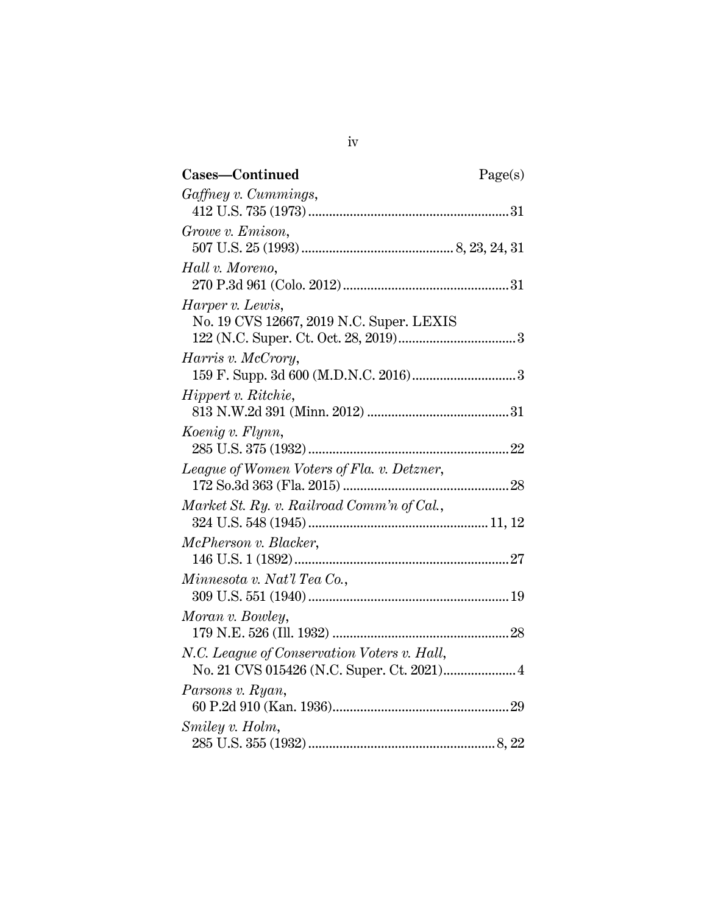**Cases—Continued** Page(s)

*Gaffney v. Cummings*,
412 U.S. 735 (1973) .......................................................... 31

*Growe v. Emison*,
507 U.S. 25 (1993) ........................................... 8, 23, 24, 31

*Hall v. Moreno*,
270 P.3d 961 (Colo. 2012) ................................................ 31

*Harper v. Lewis*,
No. 19 CVS 12667, 2019 N.C. Super. LEXIS
122 (N.C. Super. Ct. Oct. 28, 2019) .................................. 3

*Harris v. McCrory*,
159 F. Supp. 3d 600 (M.D.N.C. 2016) .............................. 3

*Hippert v. Ritchie*,
813 N.W.2d 391 (Minn. 2012) ......................................... 31

*Koenig v. Flynn*,
285 U.S. 375 (1932) .......................................................... 22

*League of Women Voters of Fla. v. Detzner*,
172 So.3d 363 (Fla. 2015) ................................................ 28

*Market St. Ry. v. Railroad Comm'n of Cal.*,
324 U.S. 548 (1945) .................................................... 11, 12

*McPherson v. Blacker*,
146 U.S. 1 (1892) .............................................................. 27

*Minnesota v. Nat'l Tea Co.*,
309 U.S. 551 (1940) .......................................................... 19

*Moran v. Bowley*,
179 N.E. 526 (Ill. 1932) ................................................... 28

*N.C. League of Conservation Voters v. Hall*,
No. 21 CVS 015426 (N.C. Super. Ct. 2021) ..................... 4

*Parsons v. Ryan*,
60 P.2d 910 (Kan. 1936) ................................................... 29

*Smiley v. Holm*,
285 U.S. 355 (1932) ...................................................... 8, 22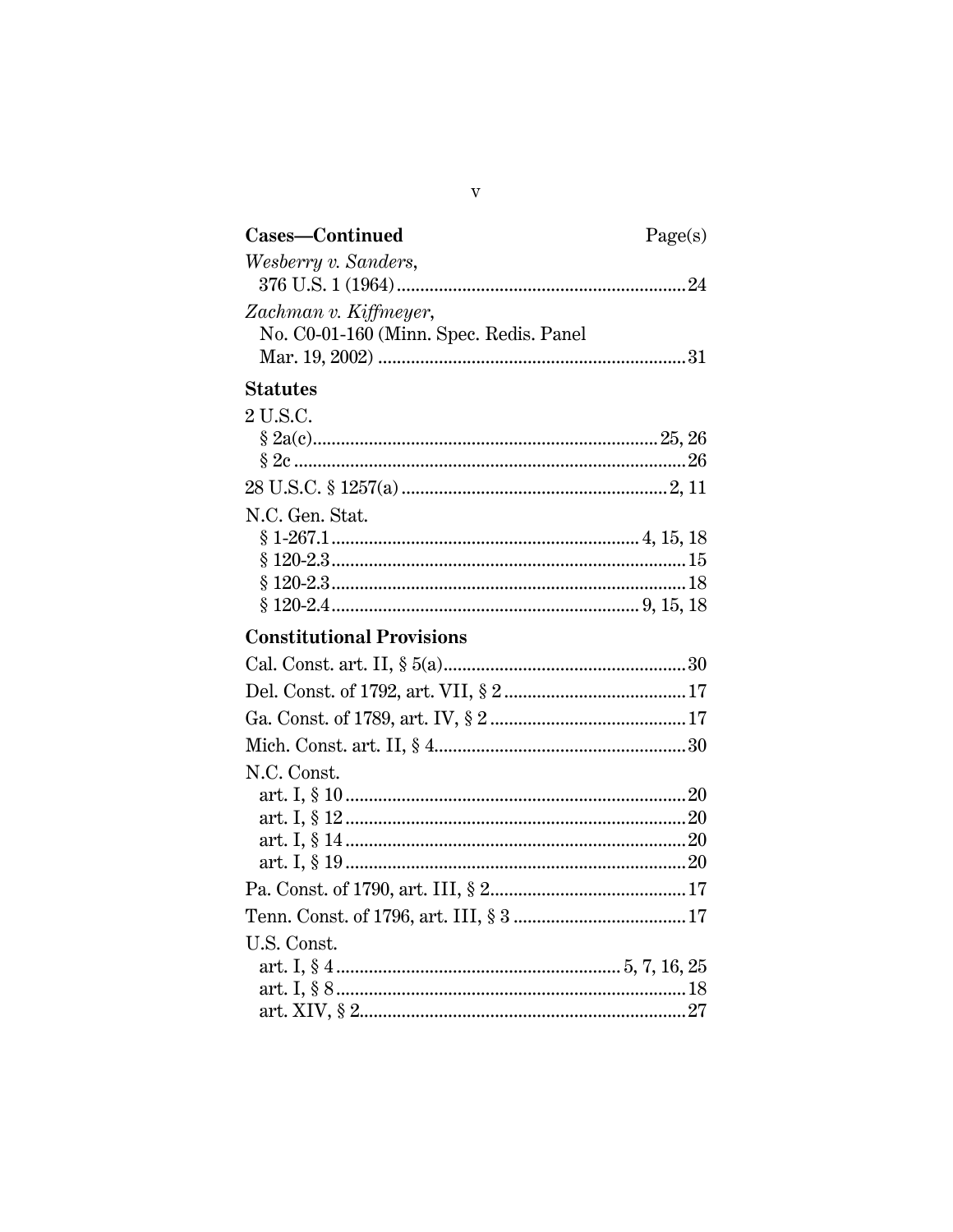**Cases—Continued** Page(s)

*Wesberry v. Sanders*,
376 U.S. 1 (1964)....................................................24

*Zachman v. Kiffmeyer*,
No. C0-01-160 (Minn. Spec. Redis. Panel
Mar. 19, 2002) .......................................................31

## Statutes

2 U.S.C.
§ 2a(c)...............................................................25, 26
§ 2c ........................................................................26

28 U.S.C. § 1257(a) ...............................................2, 11

N.C. Gen. Stat.
§ 1-267.1......................................................4, 15, 18
§ 120-2.3..................................................................15
§ 120-2.3..................................................................18
§ 120-2.4......................................................9, 15, 18

## Constitutional Provisions

Cal. Const. art. II, § 5(a)..........................................30

Del. Const. of 1792, art. VII, § 2 .............................17

Ga. Const. of 1789, art. IV, § 2 ................................17

Mich. Const. art. II, § 4............................................30

N.C. Const.
art. I, § 10 ...............................................................20
art. I, § 12 ...............................................................20
art. I, § 14 ...............................................................20
art. I, § 19 ...............................................................20

Pa. Const. of 1790, art. III, § 2.................................17

Tenn. Const. of 1796, art. III, § 3 ............................17

U.S. Const.
art. I, § 4 ..................................................5, 7, 16, 25
art. I, § 8 ................................................................18
art. XIV, § 2............................................................27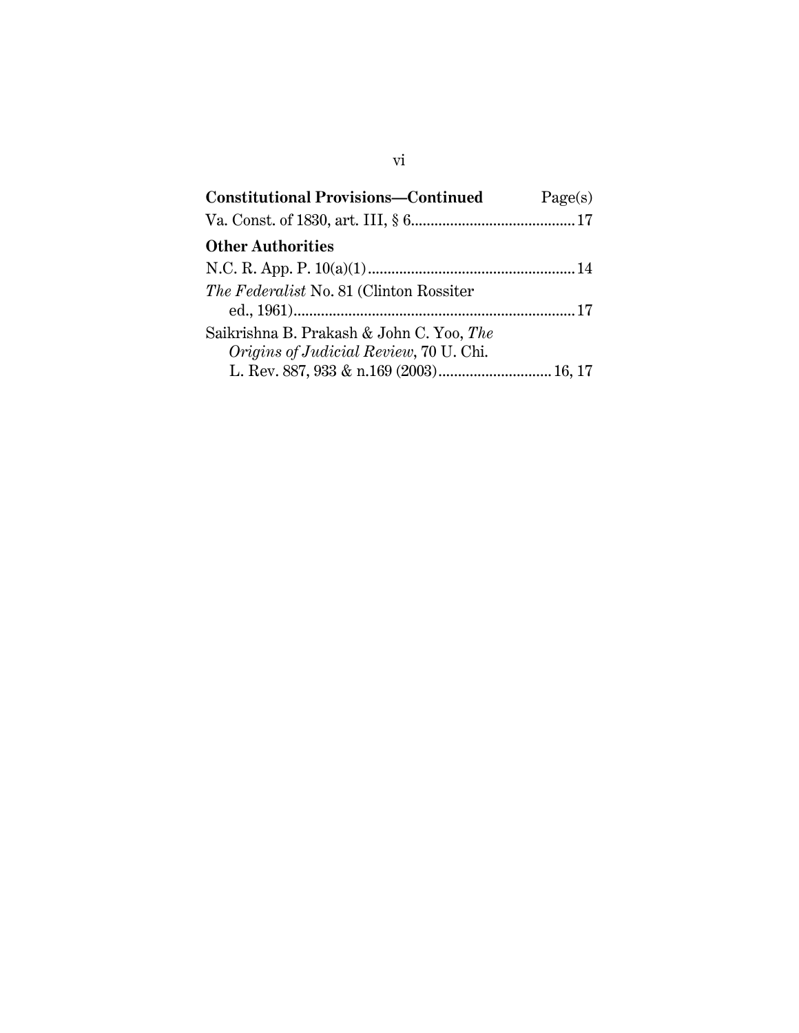| **Constitutional Provisions—Continued** | Page(s) |
|---|---|
| Va. Const. of 1830, art. III, § 6 | 17 |

**Other Authorities**

| | |
|---|---|
| N.C. R. App. P. 10(a)(1) | 14 |
| *The Federalist* No. 81 (Clinton Rossiter ed., 1961) | 17 |
| Saikrishna B. Prakash & John C. Yoo, *The Origins of Judicial Review*, 70 U. Chi. L. Rev. 887, 933 & n.169 (2003) | 16, 17 |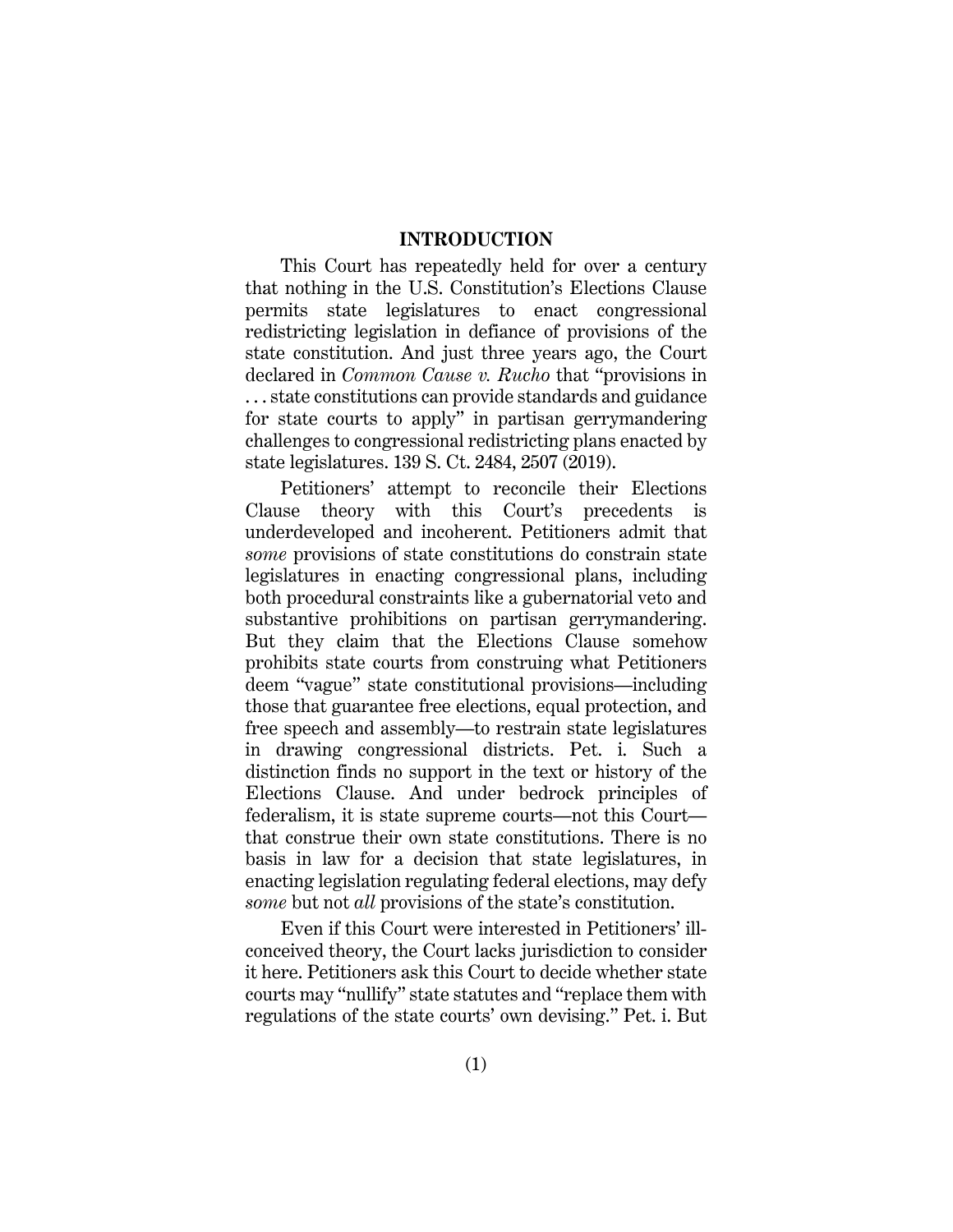## INTRODUCTION

This Court has repeatedly held for over a century that nothing in the U.S. Constitution's Elections Clause permits state legislatures to enact congressional redistricting legislation in defiance of provisions of the state constitution. And just three years ago, the Court declared in *Common Cause v. Rucho* that "provisions in . . . state constitutions can provide standards and guidance for state courts to apply" in partisan gerrymandering challenges to congressional redistricting plans enacted by state legislatures. 139 S. Ct. 2484, 2507 (2019).

Petitioners' attempt to reconcile their Elections Clause theory with this Court's precedents is underdeveloped and incoherent. Petitioners admit that *some* provisions of state constitutions do constrain state legislatures in enacting congressional plans, including both procedural constraints like a gubernatorial veto and substantive prohibitions on partisan gerrymandering. But they claim that the Elections Clause somehow prohibits state courts from construing what Petitioners deem "vague" state constitutional provisions—including those that guarantee free elections, equal protection, and free speech and assembly—to restrain state legislatures in drawing congressional districts. Pet. i. Such a distinction finds no support in the text or history of the Elections Clause. And under bedrock principles of federalism, it is state supreme courts—not this Court—that construe their own state constitutions. There is no basis in law for a decision that state legislatures, in enacting legislation regulating federal elections, may defy *some* but not *all* provisions of the state's constitution.

Even if this Court were interested in Petitioners' ill-conceived theory, the Court lacks jurisdiction to consider it here. Petitioners ask this Court to decide whether state courts may "nullify" state statutes and "replace them with regulations of the state courts' own devising." Pet. i. But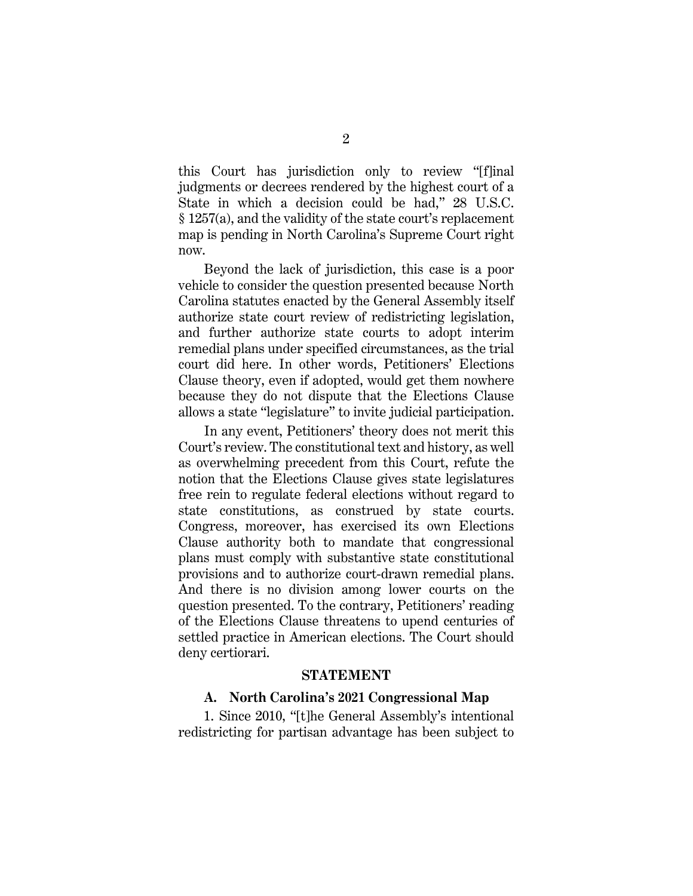this Court has jurisdiction only to review "[f]inal judgments or decrees rendered by the highest court of a State in which a decision could be had," 28 U.S.C. § 1257(a), and the validity of the state court's replacement map is pending in North Carolina's Supreme Court right now.

Beyond the lack of jurisdiction, this case is a poor vehicle to consider the question presented because North Carolina statutes enacted by the General Assembly itself authorize state court review of redistricting legislation, and further authorize state courts to adopt interim remedial plans under specified circumstances, as the trial court did here. In other words, Petitioners' Elections Clause theory, even if adopted, would get them nowhere because they do not dispute that the Elections Clause allows a state "legislature" to invite judicial participation.

In any event, Petitioners' theory does not merit this Court's review. The constitutional text and history, as well as overwhelming precedent from this Court, refute the notion that the Elections Clause gives state legislatures free rein to regulate federal elections without regard to state constitutions, as construed by state courts. Congress, moreover, has exercised its own Elections Clause authority both to mandate that congressional plans must comply with substantive state constitutional provisions and to authorize court-drawn remedial plans. And there is no division among lower courts on the question presented. To the contrary, Petitioners' reading of the Elections Clause threatens to upend centuries of settled practice in American elections. The Court should deny certiorari.

## STATEMENT

### A. North Carolina's 2021 Congressional Map

1. Since 2010, "[t]he General Assembly's intentional redistricting for partisan advantage has been subject to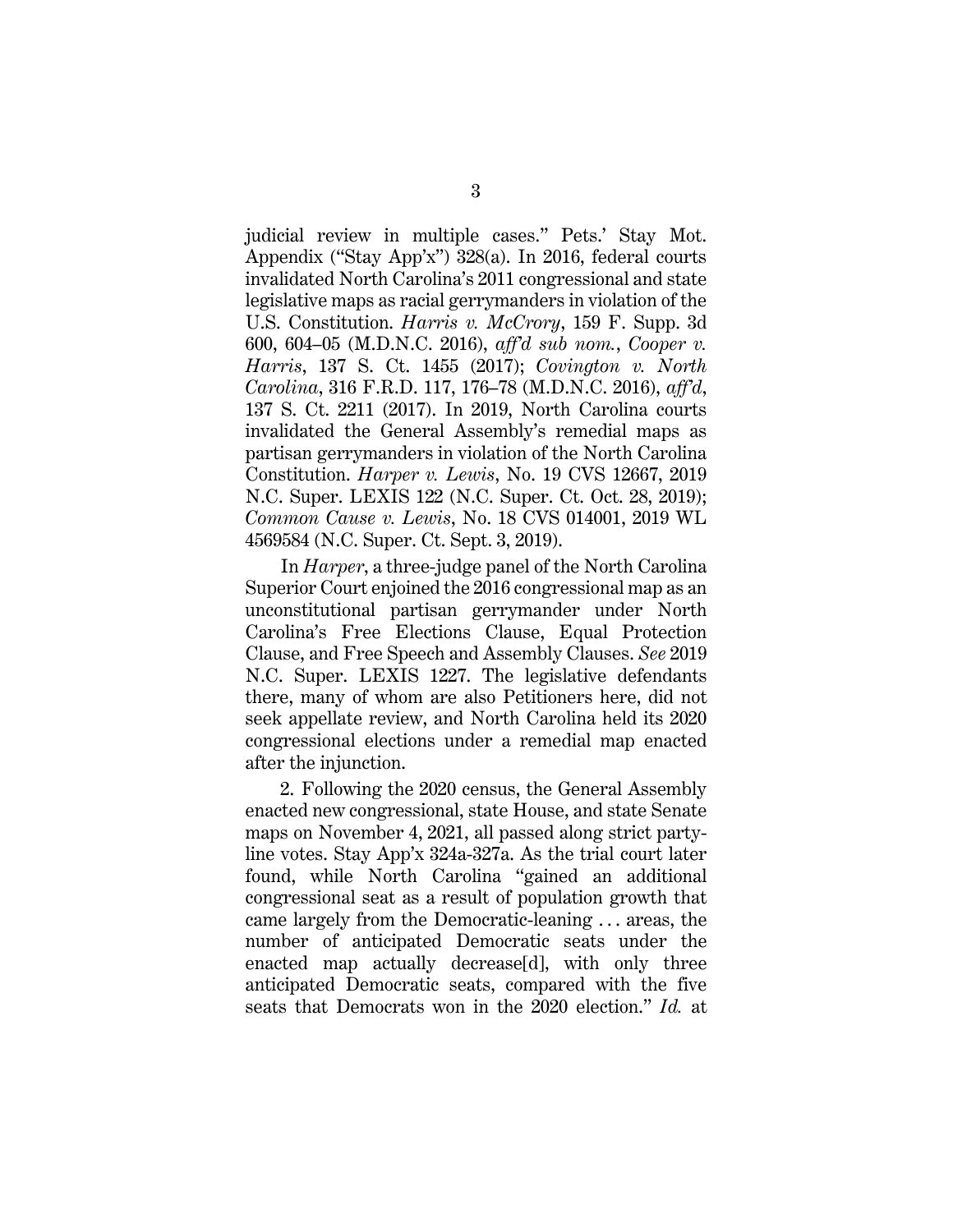judicial review in multiple cases." Pets.' Stay Mot. Appendix ("Stay App'x") 328(a). In 2016, federal courts invalidated North Carolina's 2011 congressional and state legislative maps as racial gerrymanders in violation of the U.S. Constitution. *Harris v. McCrory*, 159 F. Supp. 3d 600, 604–05 (M.D.N.C. 2016), *aff'd sub nom.*, *Cooper v. Harris*, 137 S. Ct. 1455 (2017); *Covington v. North Carolina*, 316 F.R.D. 117, 176–78 (M.D.N.C. 2016), *aff'd*, 137 S. Ct. 2211 (2017). In 2019, North Carolina courts invalidated the General Assembly's remedial maps as partisan gerrymanders in violation of the North Carolina Constitution. *Harper v. Lewis*, No. 19 CVS 12667, 2019 N.C. Super. LEXIS 122 (N.C. Super. Ct. Oct. 28, 2019); *Common Cause v. Lewis*, No. 18 CVS 014001, 2019 WL 4569584 (N.C. Super. Ct. Sept. 3, 2019).

In *Harper*, a three-judge panel of the North Carolina Superior Court enjoined the 2016 congressional map as an unconstitutional partisan gerrymander under North Carolina's Free Elections Clause, Equal Protection Clause, and Free Speech and Assembly Clauses. *See* 2019 N.C. Super. LEXIS 1227. The legislative defendants there, many of whom are also Petitioners here, did not seek appellate review, and North Carolina held its 2020 congressional elections under a remedial map enacted after the injunction.

2. Following the 2020 census, the General Assembly enacted new congressional, state House, and state Senate maps on November 4, 2021, all passed along strict party-line votes. Stay App'x 324a-327a. As the trial court later found, while North Carolina "gained an additional congressional seat as a result of population growth that came largely from the Democratic-leaning . . . areas, the number of anticipated Democratic seats under the enacted map actually decrease[d], with only three anticipated Democratic seats, compared with the five seats that Democrats won in the 2020 election." *Id.* at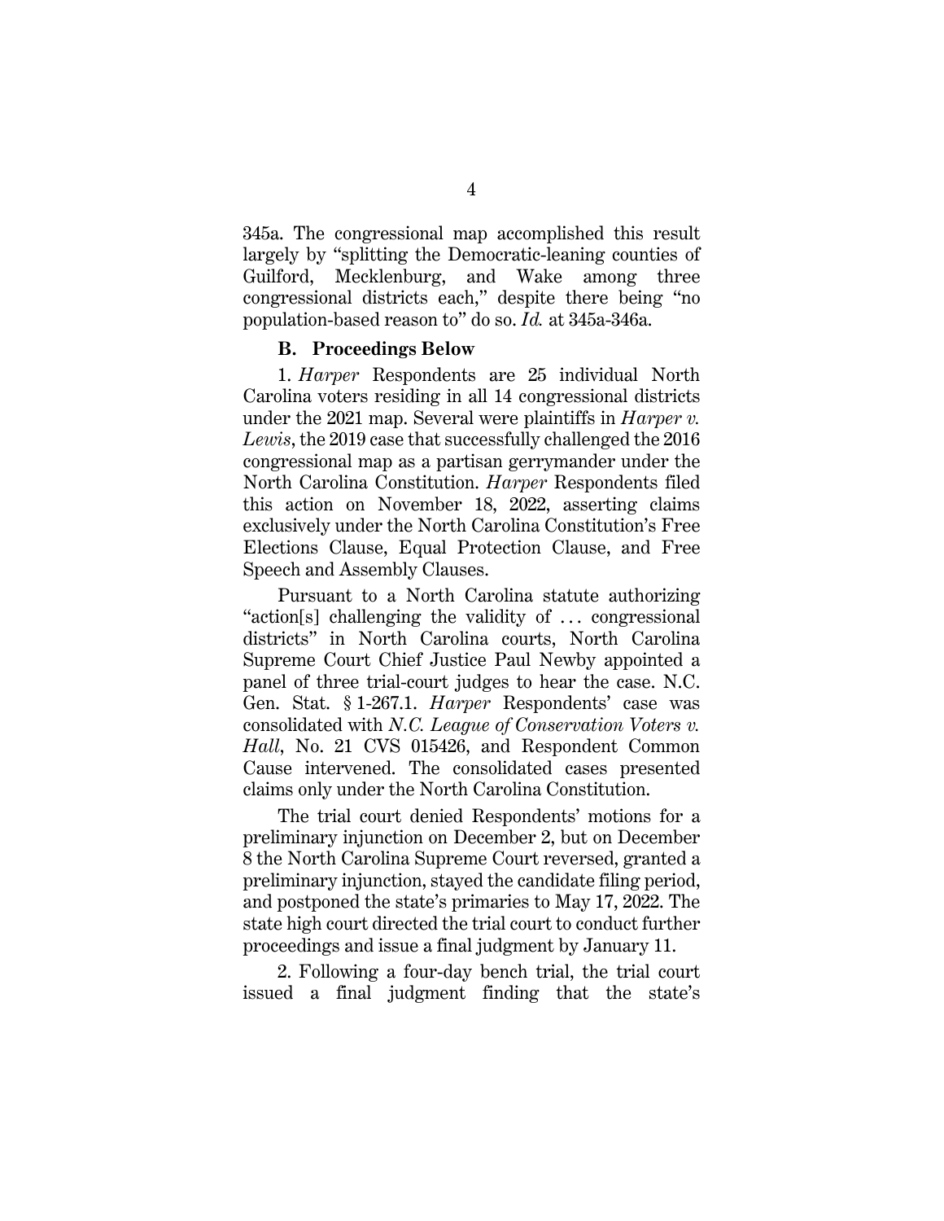345a. The congressional map accomplished this result largely by "splitting the Democratic-leaning counties of Guilford, Mecklenburg, and Wake among three congressional districts each," despite there being "no population-based reason to" do so. *Id.* at 345a-346a.

### B. Proceedings Below

1. *Harper* Respondents are 25 individual North Carolina voters residing in all 14 congressional districts under the 2021 map. Several were plaintiffs in *Harper v. Lewis*, the 2019 case that successfully challenged the 2016 congressional map as a partisan gerrymander under the North Carolina Constitution. *Harper* Respondents filed this action on November 18, 2022, asserting claims exclusively under the North Carolina Constitution's Free Elections Clause, Equal Protection Clause, and Free Speech and Assembly Clauses.

Pursuant to a North Carolina statute authorizing "action[s] challenging the validity of . . . congressional districts" in North Carolina courts, North Carolina Supreme Court Chief Justice Paul Newby appointed a panel of three trial-court judges to hear the case. N.C. Gen. Stat. § 1-267.1. *Harper* Respondents' case was consolidated with *N.C. League of Conservation Voters v. Hall*, No. 21 CVS 015426, and Respondent Common Cause intervened. The consolidated cases presented claims only under the North Carolina Constitution.

The trial court denied Respondents' motions for a preliminary injunction on December 2, but on December 8 the North Carolina Supreme Court reversed, granted a preliminary injunction, stayed the candidate filing period, and postponed the state's primaries to May 17, 2022. The state high court directed the trial court to conduct further proceedings and issue a final judgment by January 11.

2. Following a four-day bench trial, the trial court issued a final judgment finding that the state's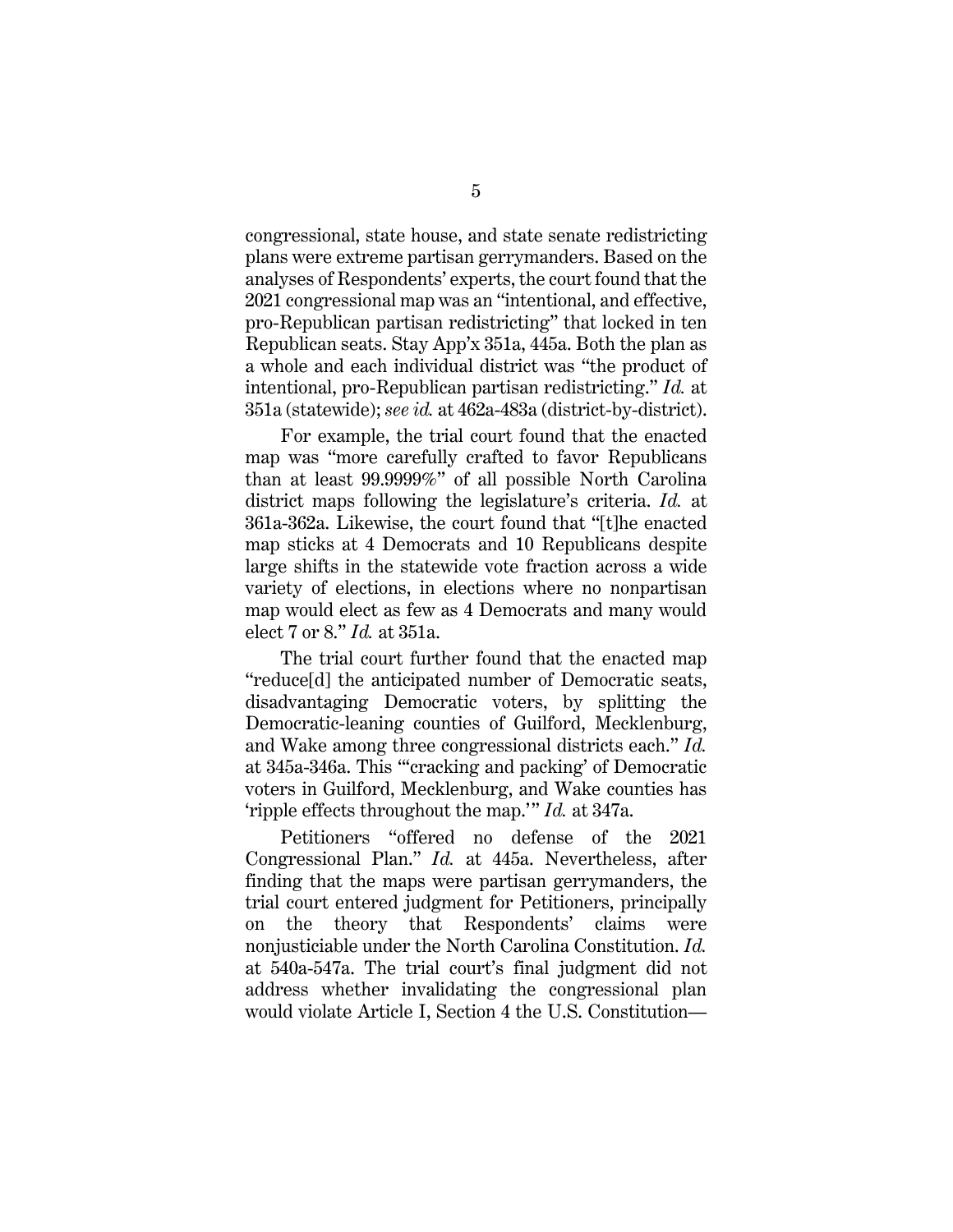congressional, state house, and state senate redistricting plans were extreme partisan gerrymanders. Based on the analyses of Respondents' experts, the court found that the 2021 congressional map was an "intentional, and effective, pro-Republican partisan redistricting" that locked in ten Republican seats. Stay App'x 351a, 445a. Both the plan as a whole and each individual district was "the product of intentional, pro-Republican partisan redistricting." *Id.* at 351a (statewide); *see id.* at 462a-483a (district-by-district).

For example, the trial court found that the enacted map was "more carefully crafted to favor Republicans than at least 99.9999%" of all possible North Carolina district maps following the legislature's criteria. *Id.* at 361a-362a. Likewise, the court found that "[t]he enacted map sticks at 4 Democrats and 10 Republicans despite large shifts in the statewide vote fraction across a wide variety of elections, in elections where no nonpartisan map would elect as few as 4 Democrats and many would elect 7 or 8." *Id.* at 351a.

The trial court further found that the enacted map "reduce[d] the anticipated number of Democratic seats, disadvantaging Democratic voters, by splitting the Democratic-leaning counties of Guilford, Mecklenburg, and Wake among three congressional districts each." *Id.* at 345a-346a. This "'cracking and packing' of Democratic voters in Guilford, Mecklenburg, and Wake counties has 'ripple effects throughout the map.'" *Id.* at 347a.

Petitioners "offered no defense of the 2021 Congressional Plan." *Id.* at 445a. Nevertheless, after finding that the maps were partisan gerrymanders, the trial court entered judgment for Petitioners, principally on the theory that Respondents' claims were nonjusticiable under the North Carolina Constitution. *Id.* at 540a-547a. The trial court's final judgment did not address whether invalidating the congressional plan would violate Article I, Section 4 the U.S. Constitution—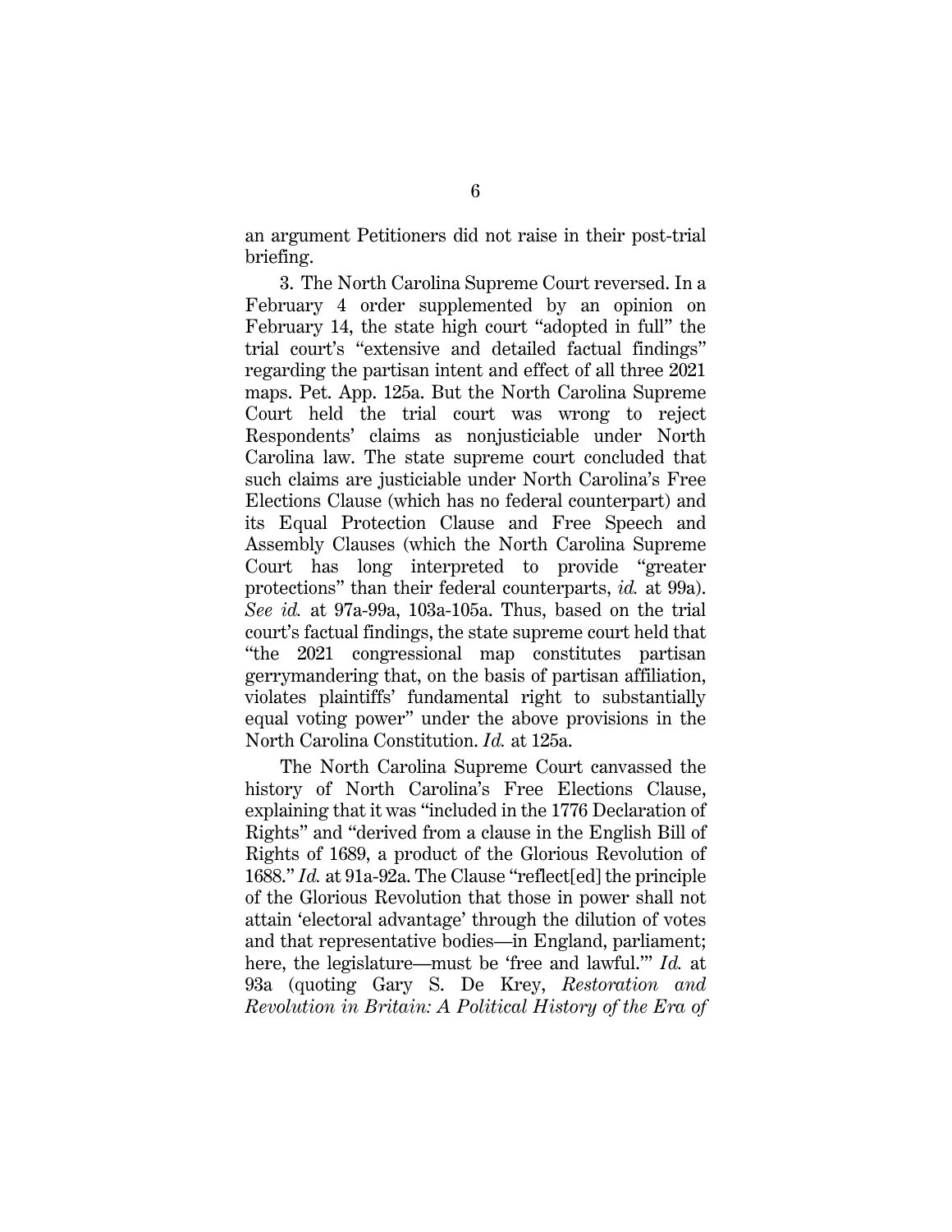an argument Petitioners did not raise in their post-trial briefing.

3. The North Carolina Supreme Court reversed. In a February 4 order supplemented by an opinion on February 14, the state high court "adopted in full" the trial court's "extensive and detailed factual findings" regarding the partisan intent and effect of all three 2021 maps. Pet. App. 125a. But the North Carolina Supreme Court held the trial court was wrong to reject Respondents' claims as nonjusticiable under North Carolina law. The state supreme court concluded that such claims are justiciable under North Carolina's Free Elections Clause (which has no federal counterpart) and its Equal Protection Clause and Free Speech and Assembly Clauses (which the North Carolina Supreme Court has long interpreted to provide "greater protections" than their federal counterparts, *id.* at 99a). *See id.* at 97a-99a, 103a-105a. Thus, based on the trial court's factual findings, the state supreme court held that "the 2021 congressional map constitutes partisan gerrymandering that, on the basis of partisan affiliation, violates plaintiffs' fundamental right to substantially equal voting power" under the above provisions in the North Carolina Constitution. *Id.* at 125a.

The North Carolina Supreme Court canvassed the history of North Carolina's Free Elections Clause, explaining that it was "included in the 1776 Declaration of Rights" and "derived from a clause in the English Bill of Rights of 1689, a product of the Glorious Revolution of 1688." *Id.* at 91a-92a. The Clause "reflect[ed] the principle of the Glorious Revolution that those in power shall not attain 'electoral advantage' through the dilution of votes and that representative bodies—in England, parliament; here, the legislature—must be 'free and lawful.'" *Id.* at 93a (quoting Gary S. De Krey, *Restoration and Revolution in Britain: A Political History of the Era of*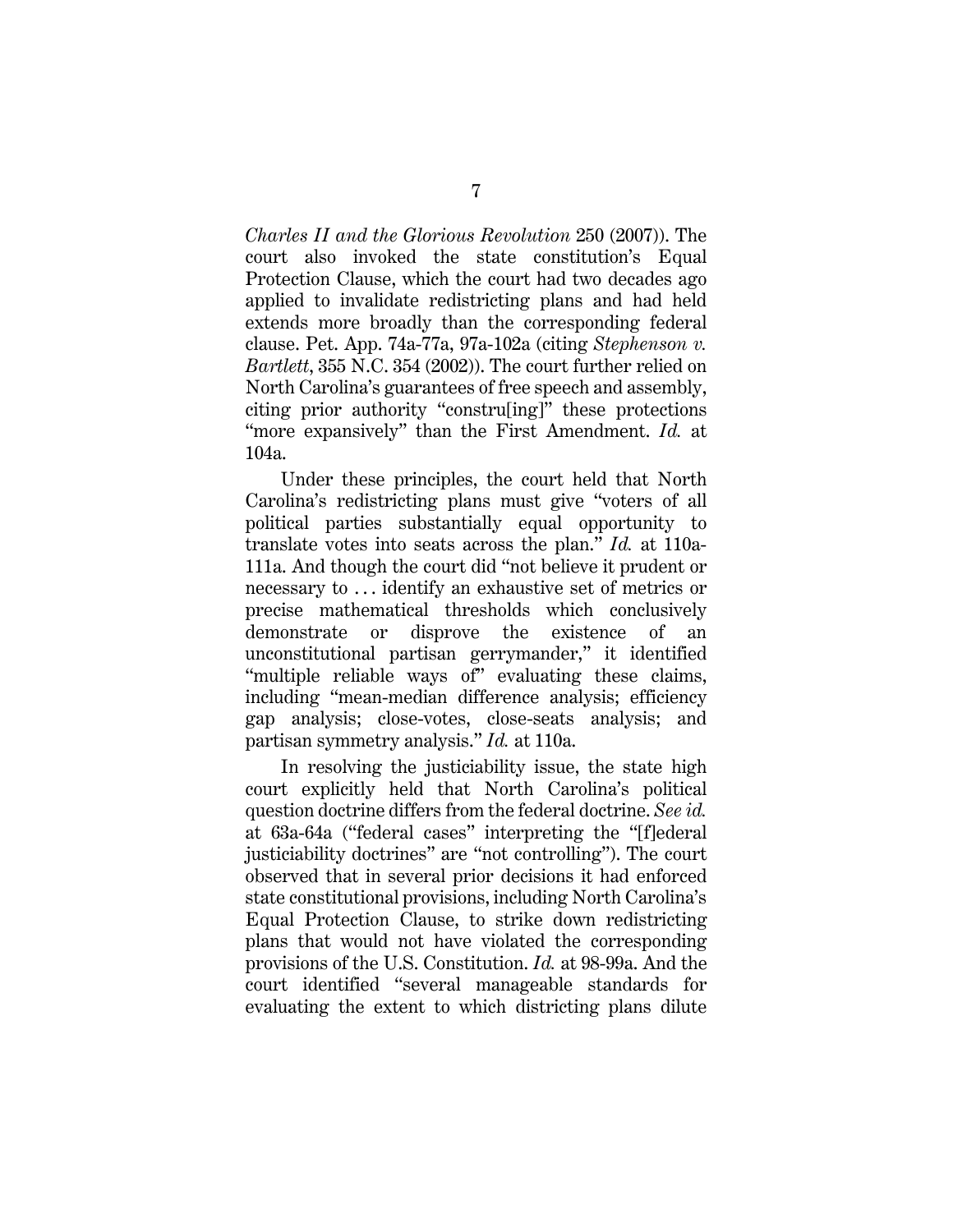*Charles II and the Glorious Revolution* 250 (2007)). The court also invoked the state constitution's Equal Protection Clause, which the court had two decades ago applied to invalidate redistricting plans and had held extends more broadly than the corresponding federal clause. Pet. App. 74a-77a, 97a-102a (citing *Stephenson v. Bartlett*, 355 N.C. 354 (2002)). The court further relied on North Carolina's guarantees of free speech and assembly, citing prior authority "constru[ing]" these protections "more expansively" than the First Amendment. *Id.* at 104a.

Under these principles, the court held that North Carolina's redistricting plans must give "voters of all political parties substantially equal opportunity to translate votes into seats across the plan." *Id.* at 110a-111a. And though the court did "not believe it prudent or necessary to . . . identify an exhaustive set of metrics or precise mathematical thresholds which conclusively demonstrate or disprove the existence of an unconstitutional partisan gerrymander," it identified "multiple reliable ways of" evaluating these claims, including "mean-median difference analysis; efficiency gap analysis; close-votes, close-seats analysis; and partisan symmetry analysis." *Id.* at 110a.

In resolving the justiciability issue, the state high court explicitly held that North Carolina's political question doctrine differs from the federal doctrine. *See id.* at 63a-64a ("federal cases" interpreting the "[f]ederal justiciability doctrines" are "not controlling"). The court observed that in several prior decisions it had enforced state constitutional provisions, including North Carolina's Equal Protection Clause, to strike down redistricting plans that would not have violated the corresponding provisions of the U.S. Constitution. *Id.* at 98-99a. And the court identified "several manageable standards for evaluating the extent to which districting plans dilute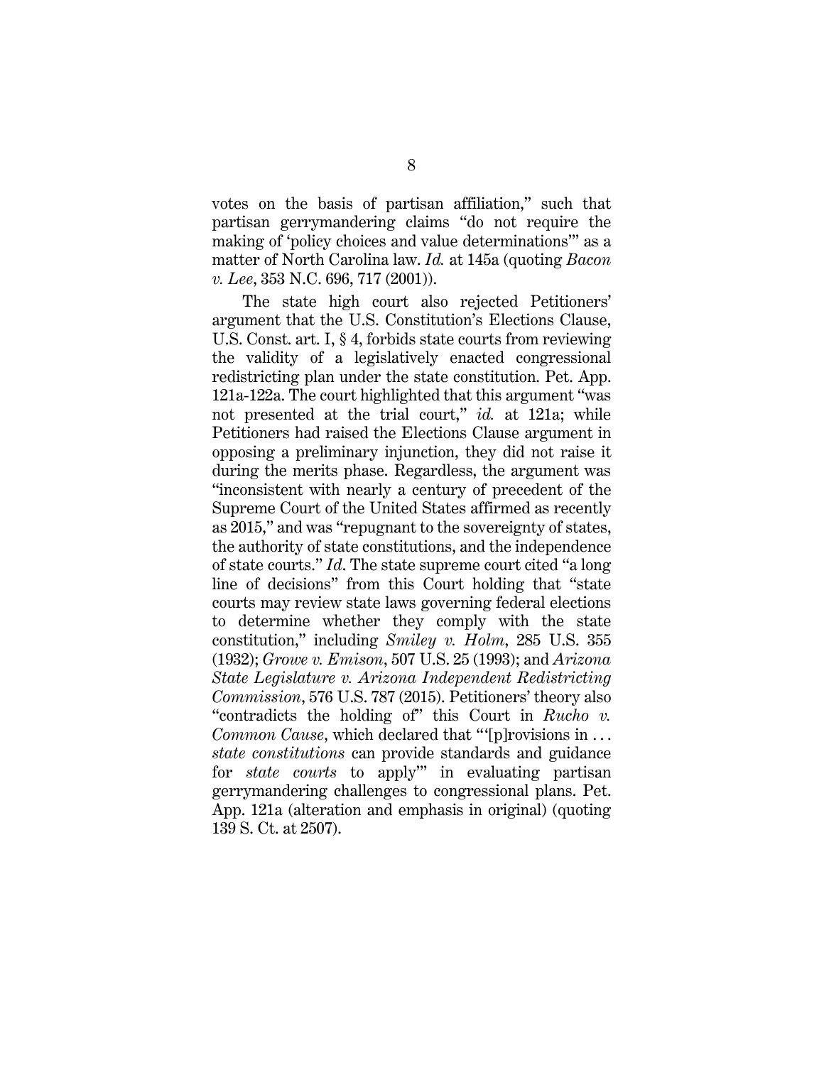votes on the basis of partisan affiliation," such that partisan gerrymandering claims "do not require the making of 'policy choices and value determinations'" as a matter of North Carolina law. *Id.* at 145a (quoting *Bacon v. Lee*, 353 N.C. 696, 717 (2001)).

The state high court also rejected Petitioners' argument that the U.S. Constitution's Elections Clause, U.S. Const. art. I, § 4, forbids state courts from reviewing the validity of a legislatively enacted congressional redistricting plan under the state constitution. Pet. App. 121a-122a. The court highlighted that this argument "was not presented at the trial court," *id.* at 121a; while Petitioners had raised the Elections Clause argument in opposing a preliminary injunction, they did not raise it during the merits phase. Regardless, the argument was "inconsistent with nearly a century of precedent of the Supreme Court of the United States affirmed as recently as 2015," and was "repugnant to the sovereignty of states, the authority of state constitutions, and the independence of state courts." *Id*. The state supreme court cited "a long line of decisions" from this Court holding that "state courts may review state laws governing federal elections to determine whether they comply with the state constitution," including *Smiley v. Holm*, 285 U.S. 355 (1932); *Growe v. Emison*, 507 U.S. 25 (1993); and *Arizona State Legislature v. Arizona Independent Redistricting Commission*, 576 U.S. 787 (2015). Petitioners' theory also "contradicts the holding of" this Court in *Rucho v. Common Cause*, which declared that "'[p]rovisions in . . . *state constitutions* can provide standards and guidance for *state courts* to apply'" in evaluating partisan gerrymandering challenges to congressional plans. Pet. App. 121a (alteration and emphasis in original) (quoting 139 S. Ct. at 2507).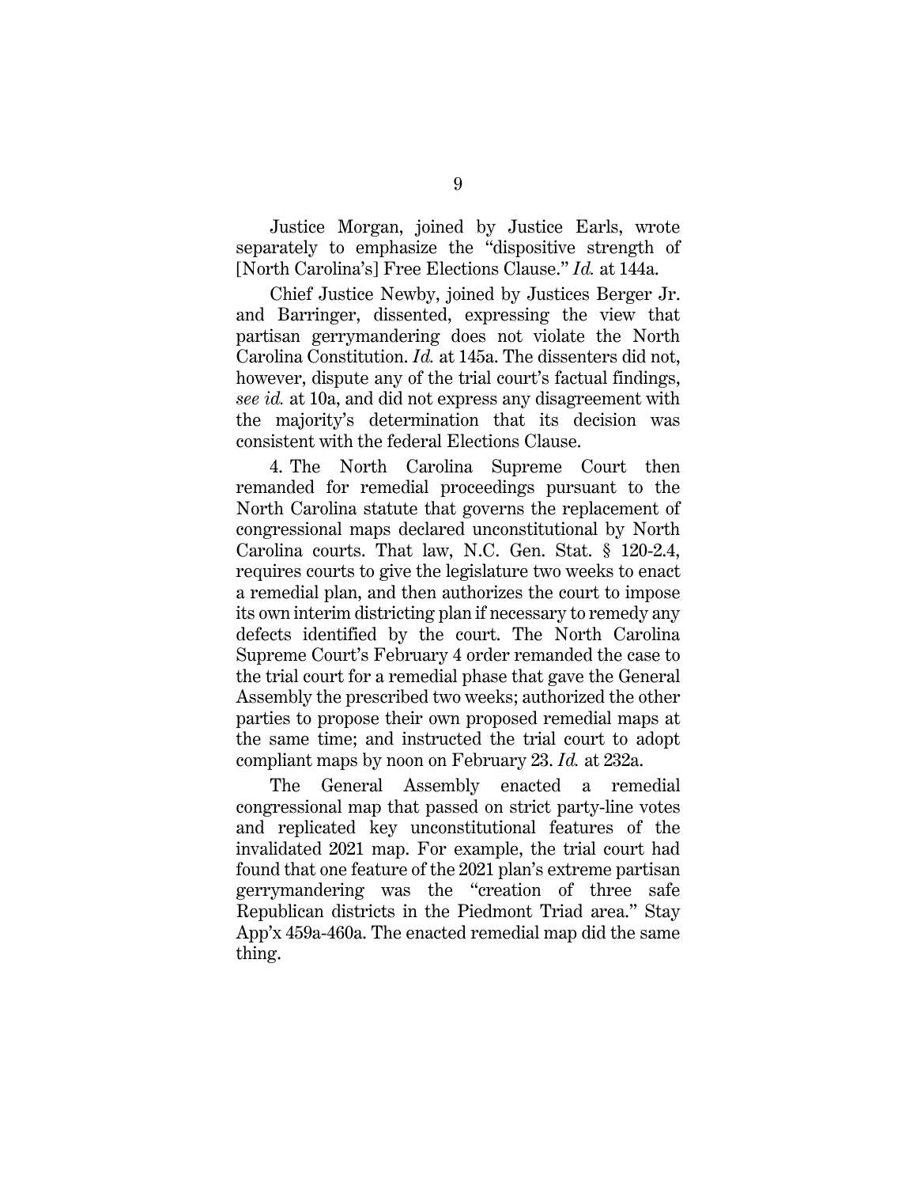Justice Morgan, joined by Justice Earls, wrote separately to emphasize the "dispositive strength of [North Carolina's] Free Elections Clause." *Id.* at 144a.

Chief Justice Newby, joined by Justices Berger Jr. and Barringer, dissented, expressing the view that partisan gerrymandering does not violate the North Carolina Constitution. *Id.* at 145a. The dissenters did not, however, dispute any of the trial court's factual findings, *see id.* at 10a, and did not express any disagreement with the majority's determination that its decision was consistent with the federal Elections Clause.

4. The North Carolina Supreme Court then remanded for remedial proceedings pursuant to the North Carolina statute that governs the replacement of congressional maps declared unconstitutional by North Carolina courts. That law, N.C. Gen. Stat. § 120-2.4, requires courts to give the legislature two weeks to enact a remedial plan, and then authorizes the court to impose its own interim districting plan if necessary to remedy any defects identified by the court. The North Carolina Supreme Court's February 4 order remanded the case to the trial court for a remedial phase that gave the General Assembly the prescribed two weeks; authorized the other parties to propose their own proposed remedial maps at the same time; and instructed the trial court to adopt compliant maps by noon on February 23. *Id.* at 232a.

The General Assembly enacted a remedial congressional map that passed on strict party-line votes and replicated key unconstitutional features of the invalidated 2021 map. For example, the trial court had found that one feature of the 2021 plan's extreme partisan gerrymandering was the "creation of three safe Republican districts in the Piedmont Triad area." Stay App'x 459a-460a. The enacted remedial map did the same thing.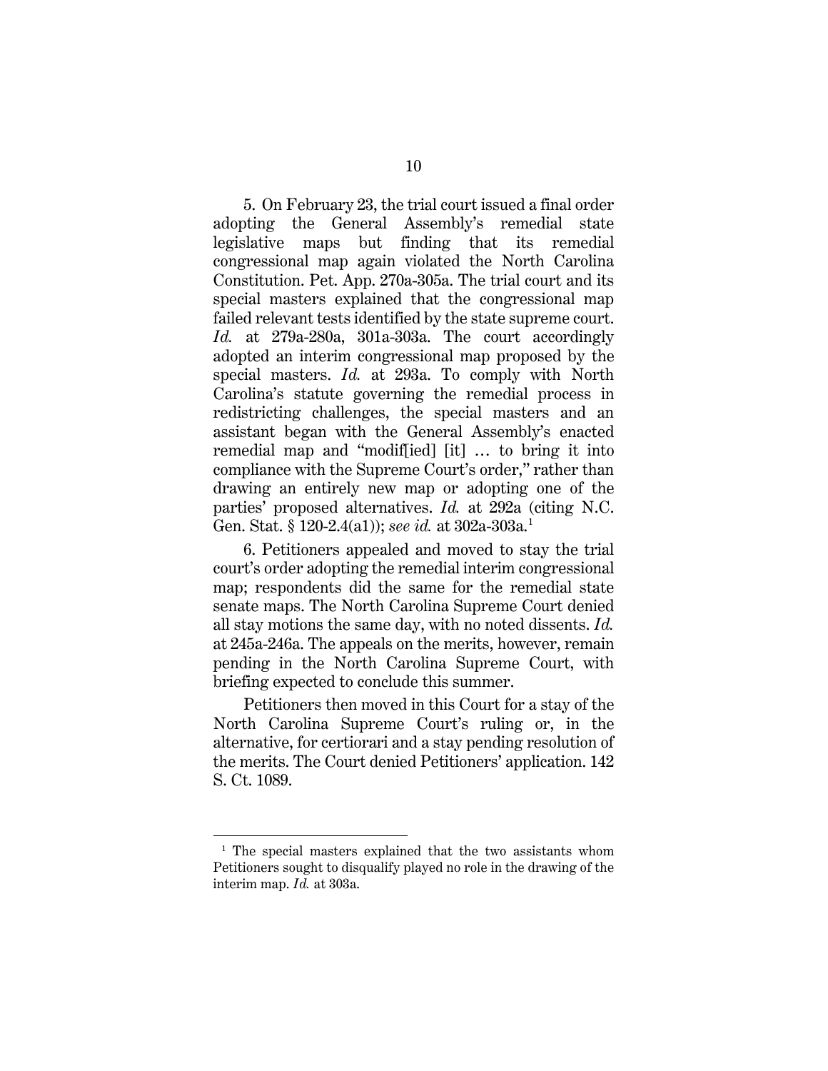5. On February 23, the trial court issued a final order adopting the General Assembly's remedial state legislative maps but finding that its remedial congressional map again violated the North Carolina Constitution. Pet. App. 270a-305a. The trial court and its special masters explained that the congressional map failed relevant tests identified by the state supreme court. *Id.* at 279a-280a, 301a-303a. The court accordingly adopted an interim congressional map proposed by the special masters. *Id.* at 293a. To comply with North Carolina's statute governing the remedial process in redistricting challenges, the special masters and an assistant began with the General Assembly's enacted remedial map and "modif[ied] [it] … to bring it into compliance with the Supreme Court's order," rather than drawing an entirely new map or adopting one of the parties' proposed alternatives. *Id.* at 292a (citing N.C. Gen. Stat. § 120-2.4(a1)); *see id.* at 302a-303a.[1]

6. Petitioners appealed and moved to stay the trial court's order adopting the remedial interim congressional map; respondents did the same for the remedial state senate maps. The North Carolina Supreme Court denied all stay motions the same day, with no noted dissents. *Id.* at 245a-246a. The appeals on the merits, however, remain pending in the North Carolina Supreme Court, with briefing expected to conclude this summer.

Petitioners then moved in this Court for a stay of the North Carolina Supreme Court's ruling or, in the alternative, for certiorari and a stay pending resolution of the merits. The Court denied Petitioners' application. 142 S. Ct. 1089.

---

[1] The special masters explained that the two assistants whom Petitioners sought to disqualify played no role in the drawing of the interim map. *Id.* at 303a.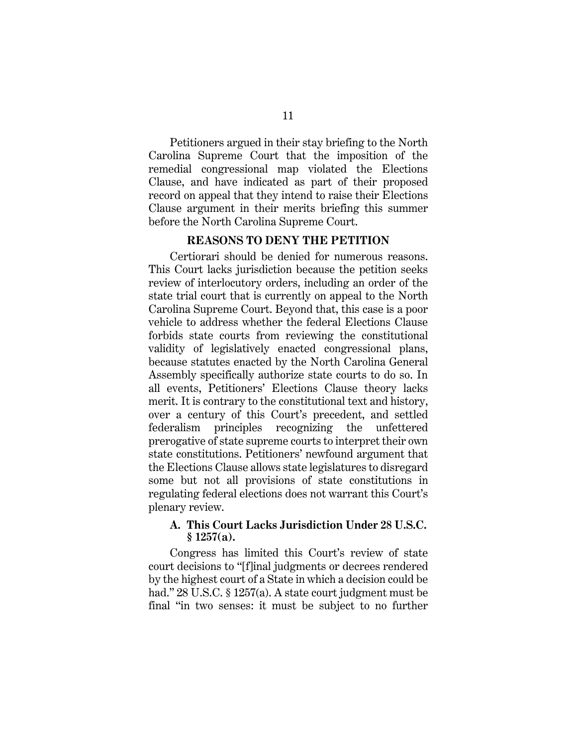Petitioners argued in their stay briefing to the North Carolina Supreme Court that the imposition of the remedial congressional map violated the Elections Clause, and have indicated as part of their proposed record on appeal that they intend to raise their Elections Clause argument in their merits briefing this summer before the North Carolina Supreme Court.

## REASONS TO DENY THE PETITION

Certiorari should be denied for numerous reasons. This Court lacks jurisdiction because the petition seeks review of interlocutory orders, including an order of the state trial court that is currently on appeal to the North Carolina Supreme Court. Beyond that, this case is a poor vehicle to address whether the federal Elections Clause forbids state courts from reviewing the constitutional validity of legislatively enacted congressional plans, because statutes enacted by the North Carolina General Assembly specifically authorize state courts to do so. In all events, Petitioners' Elections Clause theory lacks merit. It is contrary to the constitutional text and history, over a century of this Court's precedent, and settled federalism principles recognizing the unfettered prerogative of state supreme courts to interpret their own state constitutions. Petitioners' newfound argument that the Elections Clause allows state legislatures to disregard some but not all provisions of state constitutions in regulating federal elections does not warrant this Court's plenary review.

### A. This Court Lacks Jurisdiction Under 28 U.S.C. § 1257(a).

Congress has limited this Court's review of state court decisions to "[f]inal judgments or decrees rendered by the highest court of a State in which a decision could be had." 28 U.S.C. § 1257(a). A state court judgment must be final "in two senses: it must be subject to no further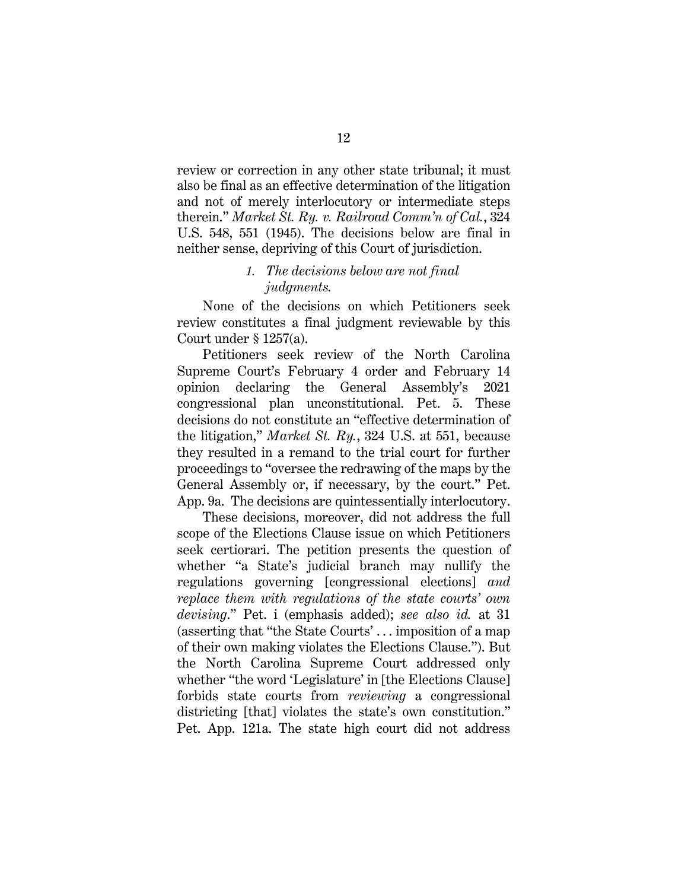review or correction in any other state tribunal; it must also be final as an effective determination of the litigation and not of merely interlocutory or intermediate steps therein." *Market St. Ry. v. Railroad Comm'n of Cal.*, 324 U.S. 548, 551 (1945). The decisions below are final in neither sense, depriving of this Court of jurisdiction.

### *1. The decisions below are not final judgments.*

None of the decisions on which Petitioners seek review constitutes a final judgment reviewable by this Court under § 1257(a).

Petitioners seek review of the North Carolina Supreme Court's February 4 order and February 14 opinion declaring the General Assembly's 2021 congressional plan unconstitutional. Pet. 5. These decisions do not constitute an "effective determination of the litigation," *Market St. Ry.*, 324 U.S. at 551, because they resulted in a remand to the trial court for further proceedings to "oversee the redrawing of the maps by the General Assembly or, if necessary, by the court." Pet. App. 9a. The decisions are quintessentially interlocutory.

These decisions, moreover, did not address the full scope of the Elections Clause issue on which Petitioners seek certiorari. The petition presents the question of whether "a State's judicial branch may nullify the regulations governing [congressional elections] *and replace them with regulations of the state courts' own devising*." Pet. i (emphasis added); *see also id.* at 31 (asserting that "the State Courts' . . . imposition of a map of their own making violates the Elections Clause."). But the North Carolina Supreme Court addressed only whether "the word 'Legislature' in [the Elections Clause] forbids state courts from *reviewing* a congressional districting [that] violates the state's own constitution." Pet. App. 121a. The state high court did not address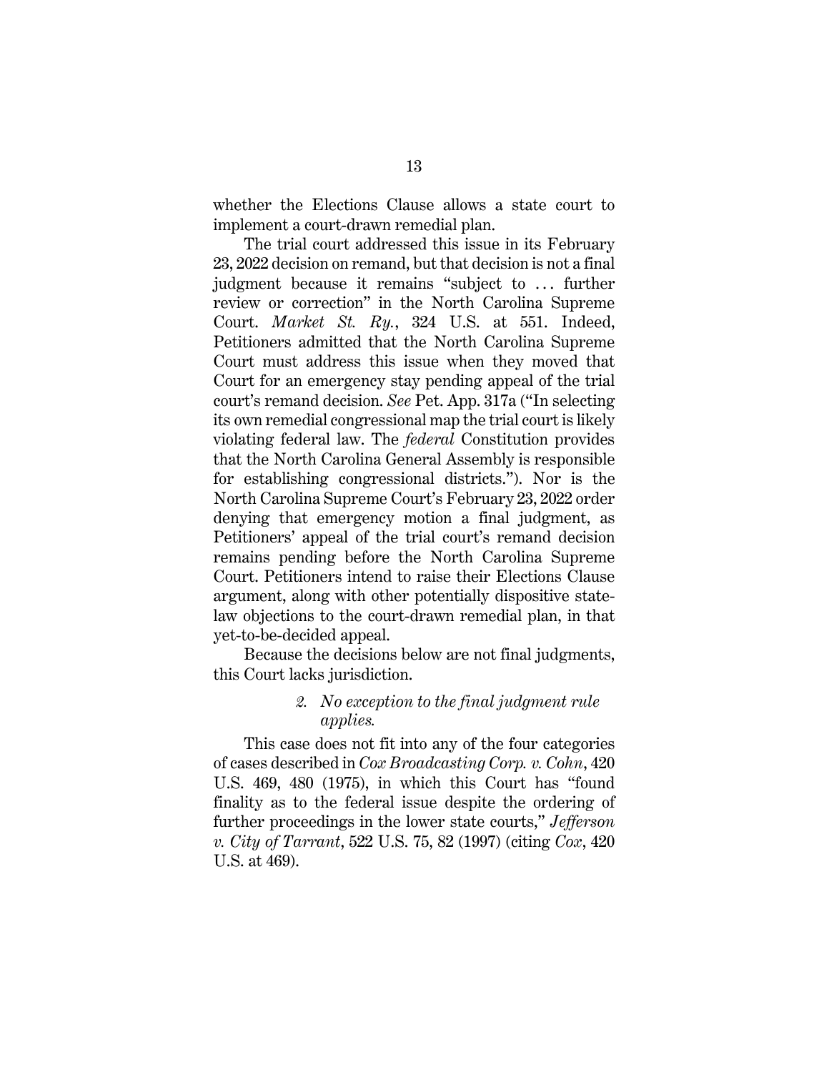whether the Elections Clause allows a state court to implement a court-drawn remedial plan.

The trial court addressed this issue in its February 23, 2022 decision on remand, but that decision is not a final judgment because it remains "subject to . . . further review or correction" in the North Carolina Supreme Court. *Market St. Ry.*, 324 U.S. at 551. Indeed, Petitioners admitted that the North Carolina Supreme Court must address this issue when they moved that Court for an emergency stay pending appeal of the trial court's remand decision. *See* Pet. App. 317a ("In selecting its own remedial congressional map the trial court is likely violating federal law. The *federal* Constitution provides that the North Carolina General Assembly is responsible for establishing congressional districts."). Nor is the North Carolina Supreme Court's February 23, 2022 order denying that emergency motion a final judgment, as Petitioners' appeal of the trial court's remand decision remains pending before the North Carolina Supreme Court. Petitioners intend to raise their Elections Clause argument, along with other potentially dispositive state-law objections to the court-drawn remedial plan, in that yet-to-be-decided appeal.

Because the decisions below are not final judgments, this Court lacks jurisdiction.

### *2. No exception to the final judgment rule applies.*

This case does not fit into any of the four categories of cases described in *Cox Broadcasting Corp. v. Cohn*, 420 U.S. 469, 480 (1975), in which this Court has "found finality as to the federal issue despite the ordering of further proceedings in the lower state courts," *Jefferson v. City of Tarrant*, 522 U.S. 75, 82 (1997) (citing *Cox*, 420 U.S. at 469).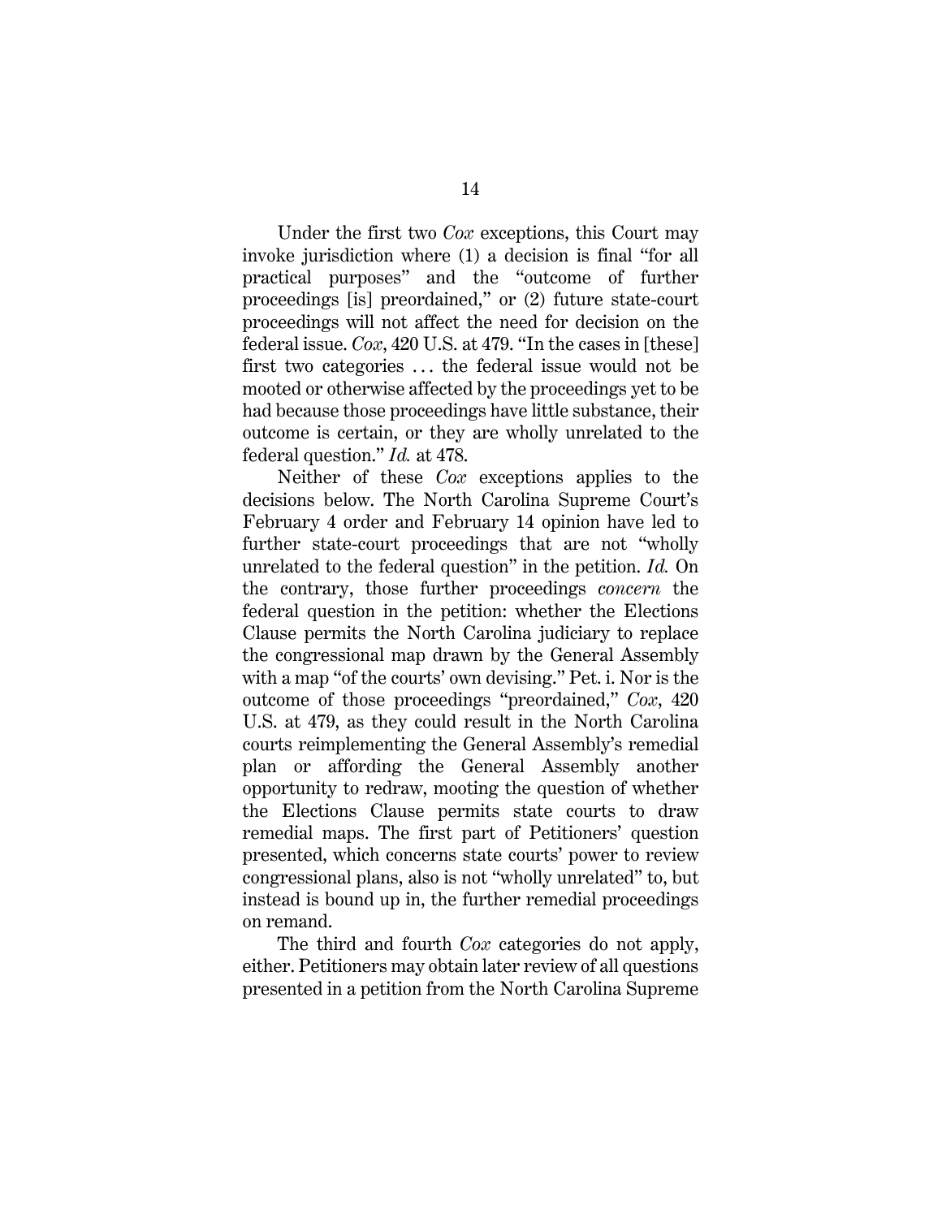Under the first two *Cox* exceptions, this Court may invoke jurisdiction where (1) a decision is final "for all practical purposes" and the "outcome of further proceedings [is] preordained," or (2) future state-court proceedings will not affect the need for decision on the federal issue. *Cox*, 420 U.S. at 479. "In the cases in [these] first two categories . . . the federal issue would not be mooted or otherwise affected by the proceedings yet to be had because those proceedings have little substance, their outcome is certain, or they are wholly unrelated to the federal question." *Id.* at 478.

Neither of these *Cox* exceptions applies to the decisions below. The North Carolina Supreme Court's February 4 order and February 14 opinion have led to further state-court proceedings that are not "wholly unrelated to the federal question" in the petition. *Id.* On the contrary, those further proceedings *concern* the federal question in the petition: whether the Elections Clause permits the North Carolina judiciary to replace the congressional map drawn by the General Assembly with a map "of the courts' own devising." Pet. i. Nor is the outcome of those proceedings "preordained," *Cox*, 420 U.S. at 479, as they could result in the North Carolina courts reimplementing the General Assembly's remedial plan or affording the General Assembly another opportunity to redraw, mooting the question of whether the Elections Clause permits state courts to draw remedial maps. The first part of Petitioners' question presented, which concerns state courts' power to review congressional plans, also is not "wholly unrelated" to, but instead is bound up in, the further remedial proceedings on remand.

The third and fourth *Cox* categories do not apply, either. Petitioners may obtain later review of all questions presented in a petition from the North Carolina Supreme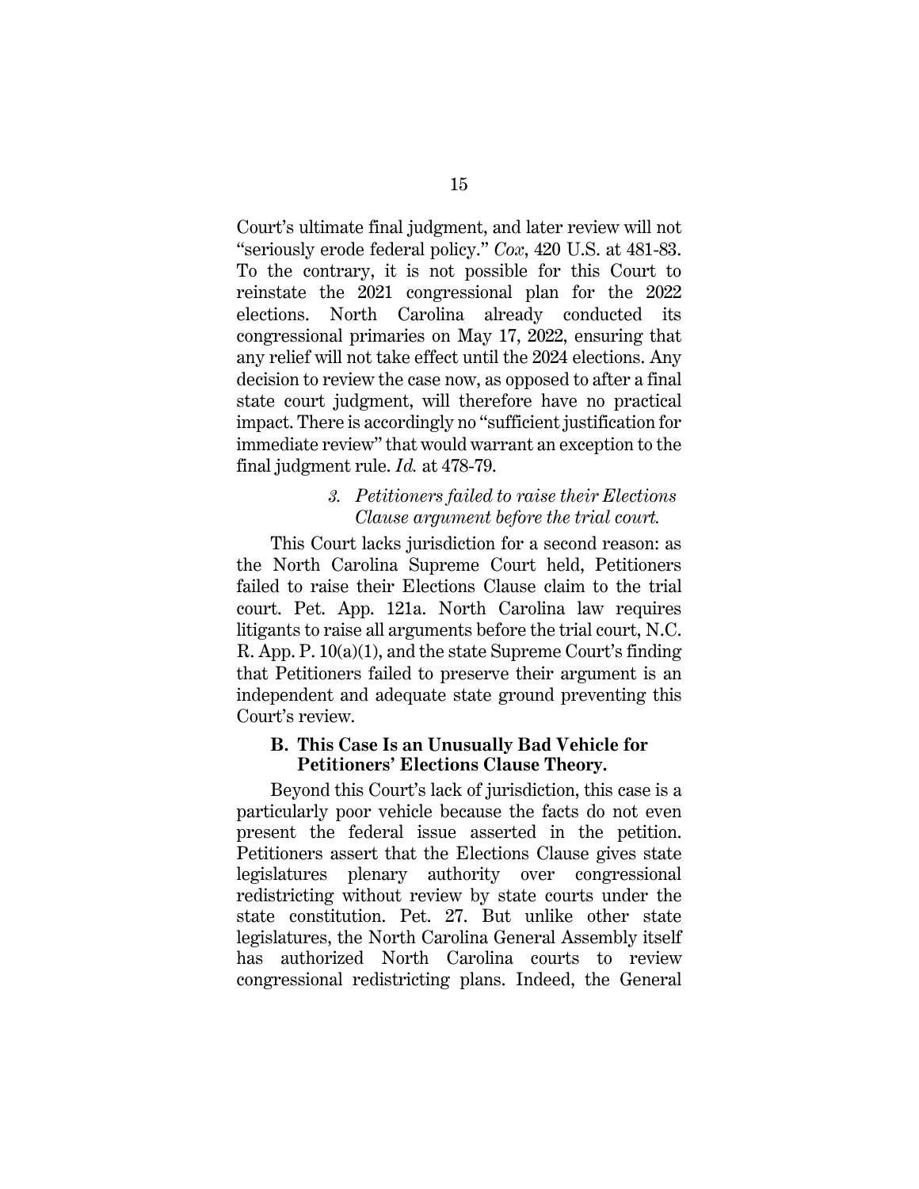Court's ultimate final judgment, and later review will not "seriously erode federal policy." *Cox*, 420 U.S. at 481-83. To the contrary, it is not possible for this Court to reinstate the 2021 congressional plan for the 2022 elections. North Carolina already conducted its congressional primaries on May 17, 2022, ensuring that any relief will not take effect until the 2024 elections. Any decision to review the case now, as opposed to after a final state court judgment, will therefore have no practical impact. There is accordingly no "sufficient justification for immediate review" that would warrant an exception to the final judgment rule. *Id.* at 478-79.

#### *3. Petitioners failed to raise their Elections Clause argument before the trial court.*

This Court lacks jurisdiction for a second reason: as the North Carolina Supreme Court held, Petitioners failed to raise their Elections Clause claim to the trial court. Pet. App. 121a. North Carolina law requires litigants to raise all arguments before the trial court, N.C. R. App. P. 10(a)(1), and the state Supreme Court's finding that Petitioners failed to preserve their argument is an independent and adequate state ground preventing this Court's review.

### **B. This Case Is an Unusually Bad Vehicle for Petitioners' Elections Clause Theory.**

Beyond this Court's lack of jurisdiction, this case is a particularly poor vehicle because the facts do not even present the federal issue asserted in the petition. Petitioners assert that the Elections Clause gives state legislatures plenary authority over congressional redistricting without review by state courts under the state constitution. Pet. 27. But unlike other state legislatures, the North Carolina General Assembly itself has authorized North Carolina courts to review congressional redistricting plans. Indeed, the General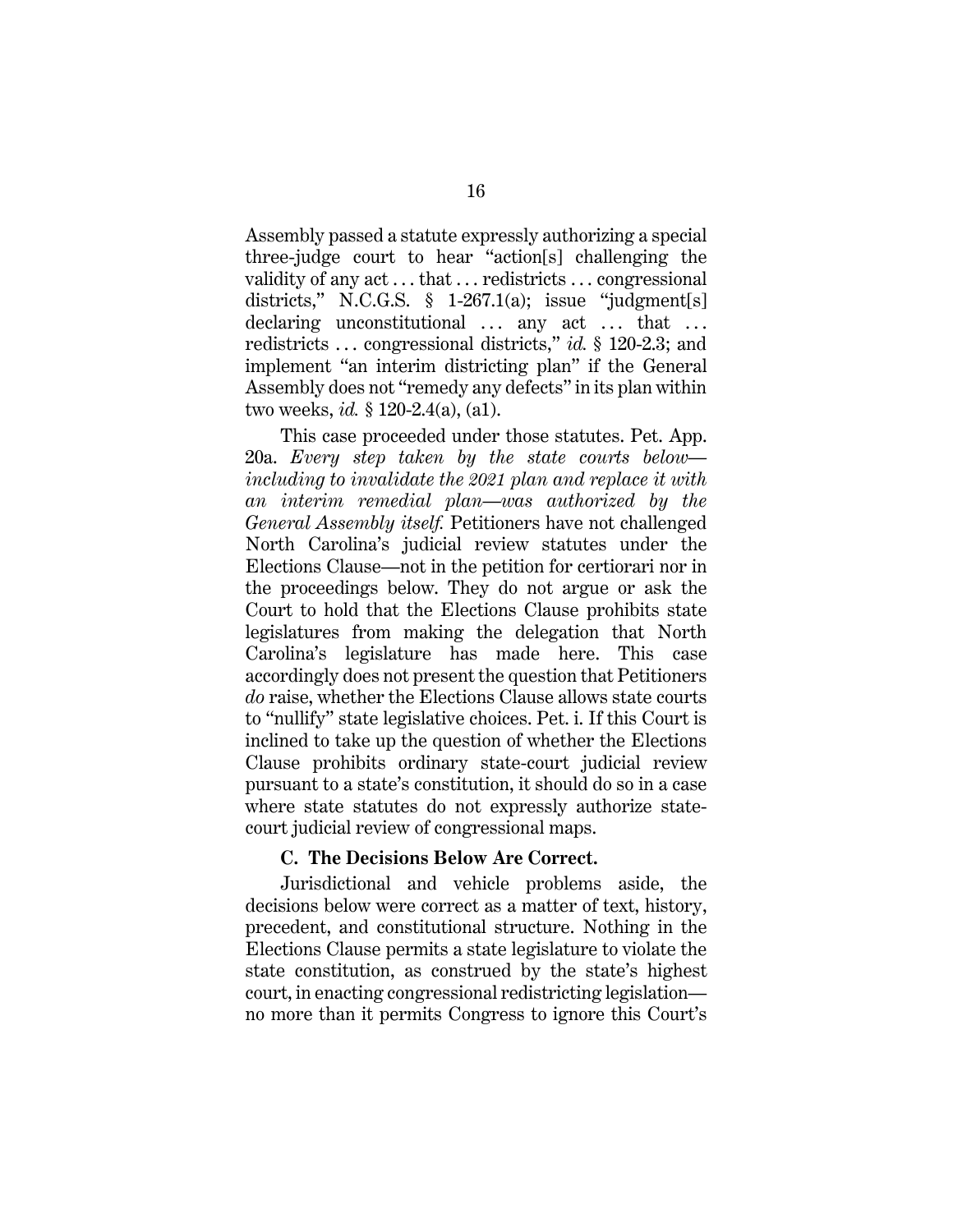Assembly passed a statute expressly authorizing a special three-judge court to hear "action[s] challenging the validity of any act . . . that . . . redistricts . . . congressional districts," N.C.G.S. § 1-267.1(a); issue "judgment[s] declaring unconstitutional . . . any act . . . that . . . redistricts . . . congressional districts," *id.* § 120-2.3; and implement "an interim districting plan" if the General Assembly does not "remedy any defects" in its plan within two weeks, *id.* § 120-2.4(a), (a1).

This case proceeded under those statutes. Pet. App. 20a. *Every step taken by the state courts below—including to invalidate the 2021 plan and replace it with an interim remedial plan—was authorized by the General Assembly itself.* Petitioners have not challenged North Carolina's judicial review statutes under the Elections Clause—not in the petition for certiorari nor in the proceedings below. They do not argue or ask the Court to hold that the Elections Clause prohibits state legislatures from making the delegation that North Carolina's legislature has made here. This case accordingly does not present the question that Petitioners *do* raise, whether the Elections Clause allows state courts to "nullify" state legislative choices. Pet. i. If this Court is inclined to take up the question of whether the Elections Clause prohibits ordinary state-court judicial review pursuant to a state's constitution, it should do so in a case where state statutes do not expressly authorize state-court judicial review of congressional maps.

### C. The Decisions Below Are Correct.

Jurisdictional and vehicle problems aside, the decisions below were correct as a matter of text, history, precedent, and constitutional structure. Nothing in the Elections Clause permits a state legislature to violate the state constitution, as construed by the state's highest court, in enacting congressional redistricting legislation—no more than it permits Congress to ignore this Court's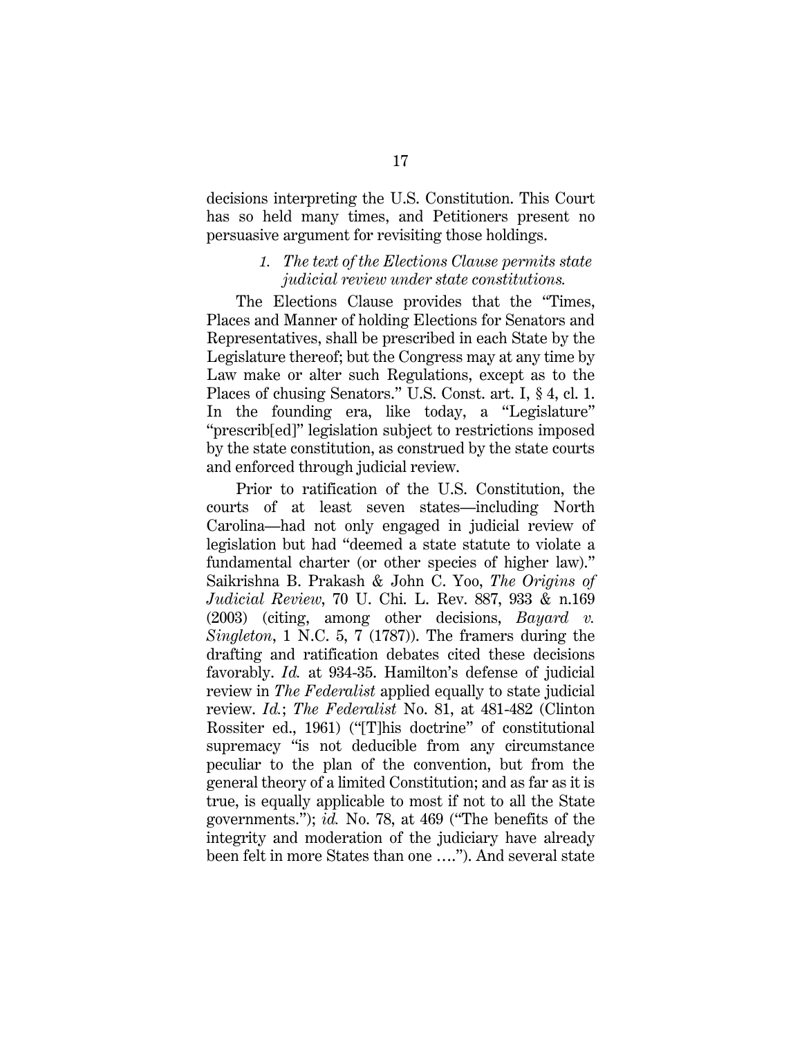decisions interpreting the U.S. Constitution. This Court has so held many times, and Petitioners present no persuasive argument for revisiting those holdings.

### *1. The text of the Elections Clause permits state judicial review under state constitutions.*

The Elections Clause provides that the "Times, Places and Manner of holding Elections for Senators and Representatives, shall be prescribed in each State by the Legislature thereof; but the Congress may at any time by Law make or alter such Regulations, except as to the Places of chusing Senators." U.S. Const. art. I, § 4, cl. 1. In the founding era, like today, a "Legislature" "prescrib[ed]" legislation subject to restrictions imposed by the state constitution, as construed by the state courts and enforced through judicial review.

Prior to ratification of the U.S. Constitution, the courts of at least seven states—including North Carolina—had not only engaged in judicial review of legislation but had "deemed a state statute to violate a fundamental charter (or other species of higher law)." Saikrishna B. Prakash & John C. Yoo, *The Origins of Judicial Review*, 70 U. Chi. L. Rev. 887, 933 & n.169 (2003) (citing, among other decisions, *Bayard v. Singleton*, 1 N.C. 5, 7 (1787)). The framers during the drafting and ratification debates cited these decisions favorably. *Id.* at 934-35. Hamilton's defense of judicial review in *The Federalist* applied equally to state judicial review. *Id.*; *The Federalist* No. 81, at 481-482 (Clinton Rossiter ed., 1961) ("[T]his doctrine" of constitutional supremacy "is not deducible from any circumstance peculiar to the plan of the convention, but from the general theory of a limited Constitution; and as far as it is true, is equally applicable to most if not to all the State governments."); *id.* No. 78, at 469 ("The benefits of the integrity and moderation of the judiciary have already been felt in more States than one …."). And several state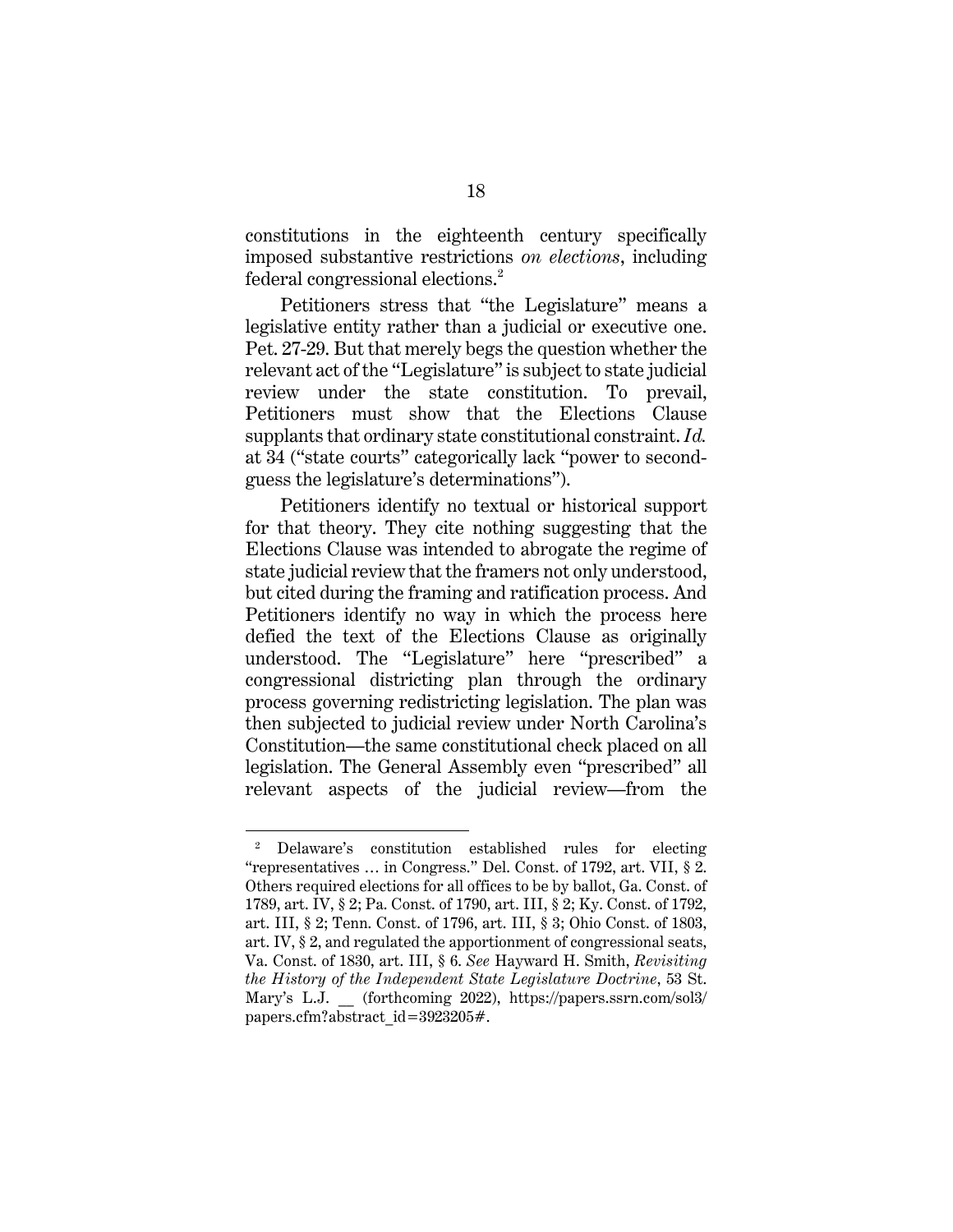constitutions in the eighteenth century specifically imposed substantive restrictions *on elections*, including federal congressional elections.[2]

Petitioners stress that "the Legislature" means a legislative entity rather than a judicial or executive one. Pet. 27-29. But that merely begs the question whether the relevant act of the "Legislature" is subject to state judicial review under the state constitution. To prevail, Petitioners must show that the Elections Clause supplants that ordinary state constitutional constraint. *Id.* at 34 ("state courts" categorically lack "power to second-guess the legislature's determinations").

Petitioners identify no textual or historical support for that theory. They cite nothing suggesting that the Elections Clause was intended to abrogate the regime of state judicial review that the framers not only understood, but cited during the framing and ratification process. And Petitioners identify no way in which the process here defied the text of the Elections Clause as originally understood. The "Legislature" here "prescribed" a congressional districting plan through the ordinary process governing redistricting legislation. The plan was then subjected to judicial review under North Carolina's Constitution—the same constitutional check placed on all legislation. The General Assembly even "prescribed" all relevant aspects of the judicial review—from the

---

[2] Delaware's constitution established rules for electing "representatives … in Congress." Del. Const. of 1792, art. VII, § 2. Others required elections for all offices to be by ballot, Ga. Const. of 1789, art. IV, § 2; Pa. Const. of 1790, art. III, § 2; Ky. Const. of 1792, art. III, § 2; Tenn. Const. of 1796, art. III, § 3; Ohio Const. of 1803, art. IV, § 2, and regulated the apportionment of congressional seats, Va. Const. of 1830, art. III, § 6. *See* Hayward H. Smith, *Revisiting the History of the Independent State Legislature Doctrine*, 53 St. Mary's L.J. __ (forthcoming 2022), https://papers.ssrn.com/sol3/papers.cfm?abstract_id=3923205#.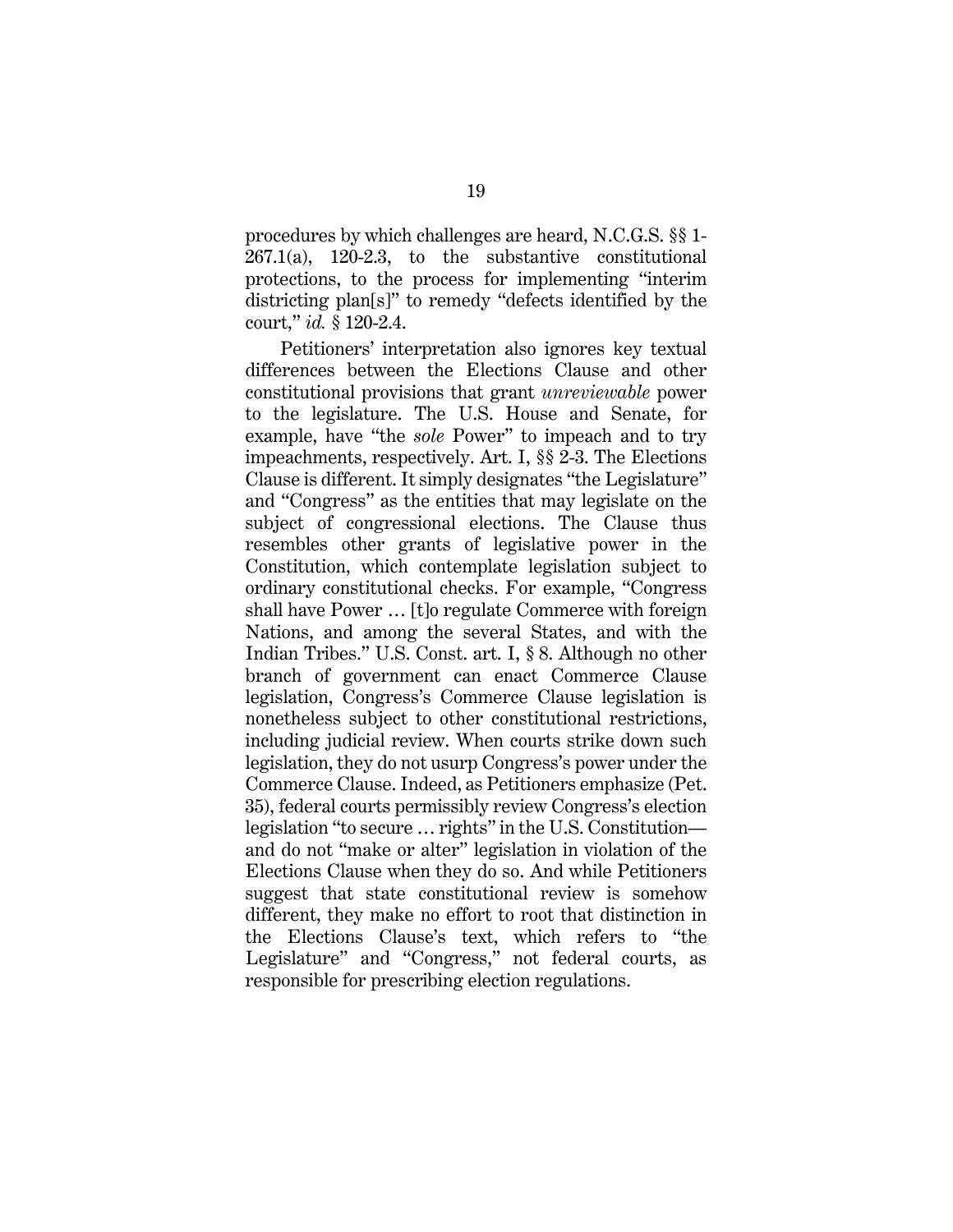procedures by which challenges are heard, N.C.G.S. §§ 1-267.1(a), 120-2.3, to the substantive constitutional protections, to the process for implementing "interim districting plan[s]" to remedy "defects identified by the court," *id.* § 120-2.4.

Petitioners' interpretation also ignores key textual differences between the Elections Clause and other constitutional provisions that grant *unreviewable* power to the legislature. The U.S. House and Senate, for example, have "the *sole* Power" to impeach and to try impeachments, respectively. Art. I, §§ 2-3. The Elections Clause is different. It simply designates "the Legislature" and "Congress" as the entities that may legislate on the subject of congressional elections. The Clause thus resembles other grants of legislative power in the Constitution, which contemplate legislation subject to ordinary constitutional checks. For example, "Congress shall have Power … [t]o regulate Commerce with foreign Nations, and among the several States, and with the Indian Tribes." U.S. Const. art. I, § 8. Although no other branch of government can enact Commerce Clause legislation, Congress's Commerce Clause legislation is nonetheless subject to other constitutional restrictions, including judicial review. When courts strike down such legislation, they do not usurp Congress's power under the Commerce Clause. Indeed, as Petitioners emphasize (Pet. 35), federal courts permissibly review Congress's election legislation "to secure … rights" in the U.S. Constitution—and do not "make or alter" legislation in violation of the Elections Clause when they do so. And while Petitioners suggest that state constitutional review is somehow different, they make no effort to root that distinction in the Elections Clause's text, which refers to "the Legislature" and "Congress," not federal courts, as responsible for prescribing election regulations.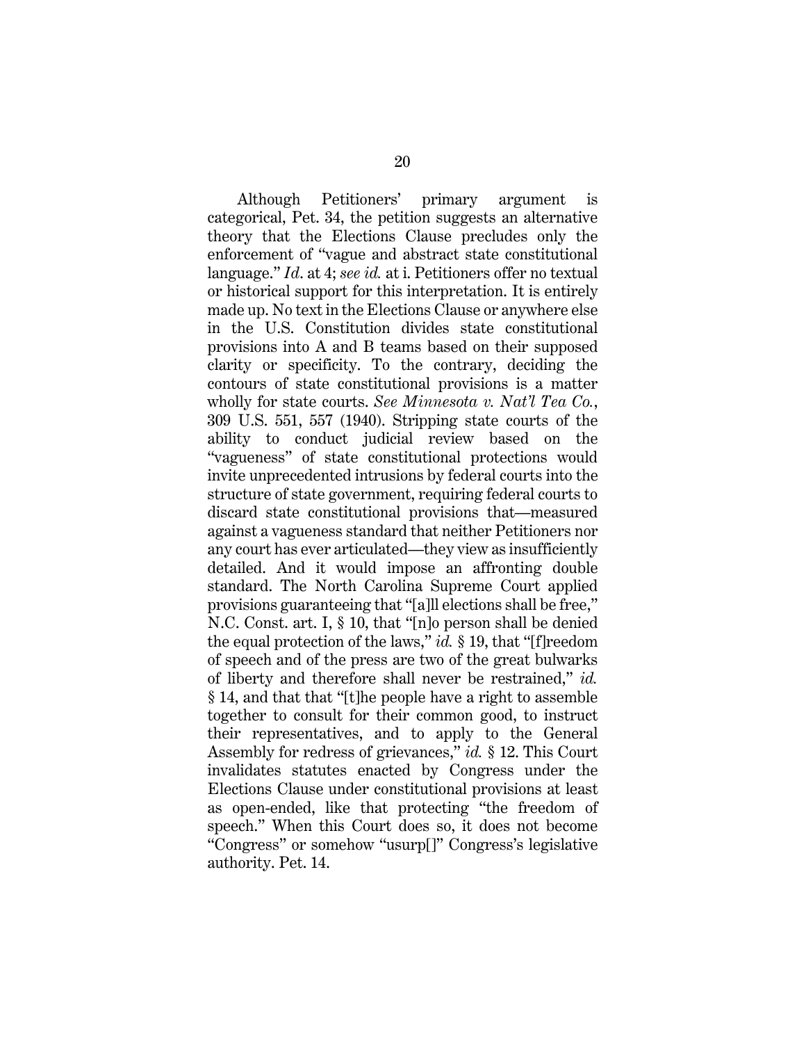Although Petitioners' primary argument is categorical, Pet. 34, the petition suggests an alternative theory that the Elections Clause precludes only the enforcement of "vague and abstract state constitutional language." *Id*. at 4; *see id.* at i. Petitioners offer no textual or historical support for this interpretation. It is entirely made up. No text in the Elections Clause or anywhere else in the U.S. Constitution divides state constitutional provisions into A and B teams based on their supposed clarity or specificity. To the contrary, deciding the contours of state constitutional provisions is a matter wholly for state courts. *See Minnesota v. Nat'l Tea Co.*, 309 U.S. 551, 557 (1940). Stripping state courts of the ability to conduct judicial review based on the "vagueness" of state constitutional protections would invite unprecedented intrusions by federal courts into the structure of state government, requiring federal courts to discard state constitutional provisions that—measured against a vagueness standard that neither Petitioners nor any court has ever articulated—they view as insufficiently detailed. And it would impose an affronting double standard. The North Carolina Supreme Court applied provisions guaranteeing that "[a]ll elections shall be free," N.C. Const. art. I, § 10, that "[n]o person shall be denied the equal protection of the laws," *id.* § 19, that "[f]reedom of speech and of the press are two of the great bulwarks of liberty and therefore shall never be restrained," *id.* § 14, and that that "[t]he people have a right to assemble together to consult for their common good, to instruct their representatives, and to apply to the General Assembly for redress of grievances," *id.* § 12. This Court invalidates statutes enacted by Congress under the Elections Clause under constitutional provisions at least as open-ended, like that protecting "the freedom of speech." When this Court does so, it does not become "Congress" or somehow "usurp[]" Congress's legislative authority. Pet. 14.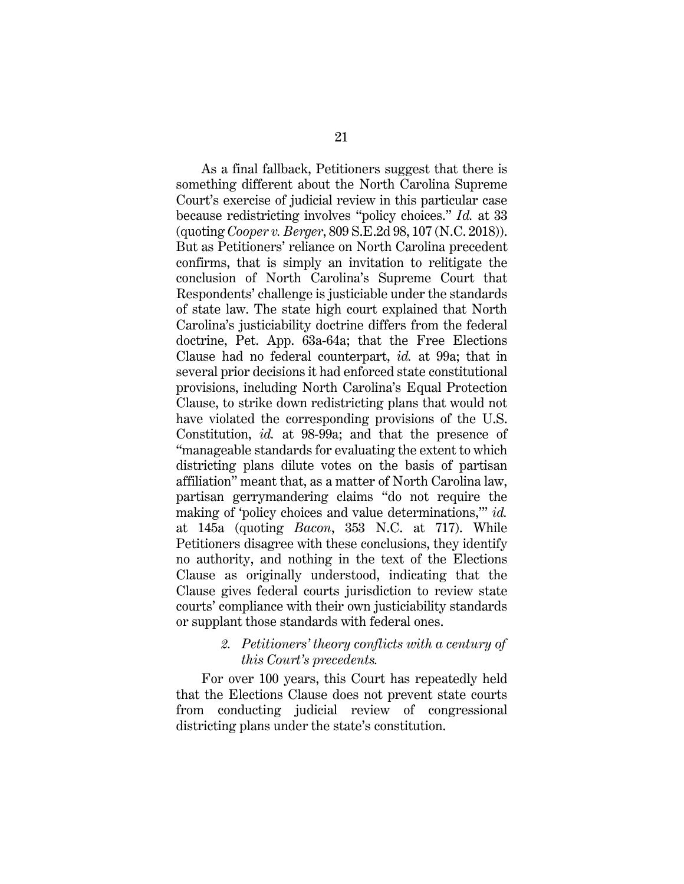As a final fallback, Petitioners suggest that there is something different about the North Carolina Supreme Court's exercise of judicial review in this particular case because redistricting involves "policy choices." *Id.* at 33 (quoting *Cooper v. Berger*, 809 S.E.2d 98, 107 (N.C. 2018)). But as Petitioners' reliance on North Carolina precedent confirms, that is simply an invitation to relitigate the conclusion of North Carolina's Supreme Court that Respondents' challenge is justiciable under the standards of state law. The state high court explained that North Carolina's justiciability doctrine differs from the federal doctrine, Pet. App. 63a-64a; that the Free Elections Clause had no federal counterpart, *id.* at 99a; that in several prior decisions it had enforced state constitutional provisions, including North Carolina's Equal Protection Clause, to strike down redistricting plans that would not have violated the corresponding provisions of the U.S. Constitution, *id.* at 98-99a; and that the presence of "manageable standards for evaluating the extent to which districting plans dilute votes on the basis of partisan affiliation" meant that, as a matter of North Carolina law, partisan gerrymandering claims "do not require the making of 'policy choices and value determinations,'" *id.* at 145a (quoting *Bacon*, 353 N.C. at 717). While Petitioners disagree with these conclusions, they identify no authority, and nothing in the text of the Elections Clause as originally understood, indicating that the Clause gives federal courts jurisdiction to review state courts' compliance with their own justiciability standards or supplant those standards with federal ones.

#### 2. *Petitioners' theory conflicts with a century of this Court's precedents.*

For over 100 years, this Court has repeatedly held that the Elections Clause does not prevent state courts from conducting judicial review of congressional districting plans under the state's constitution.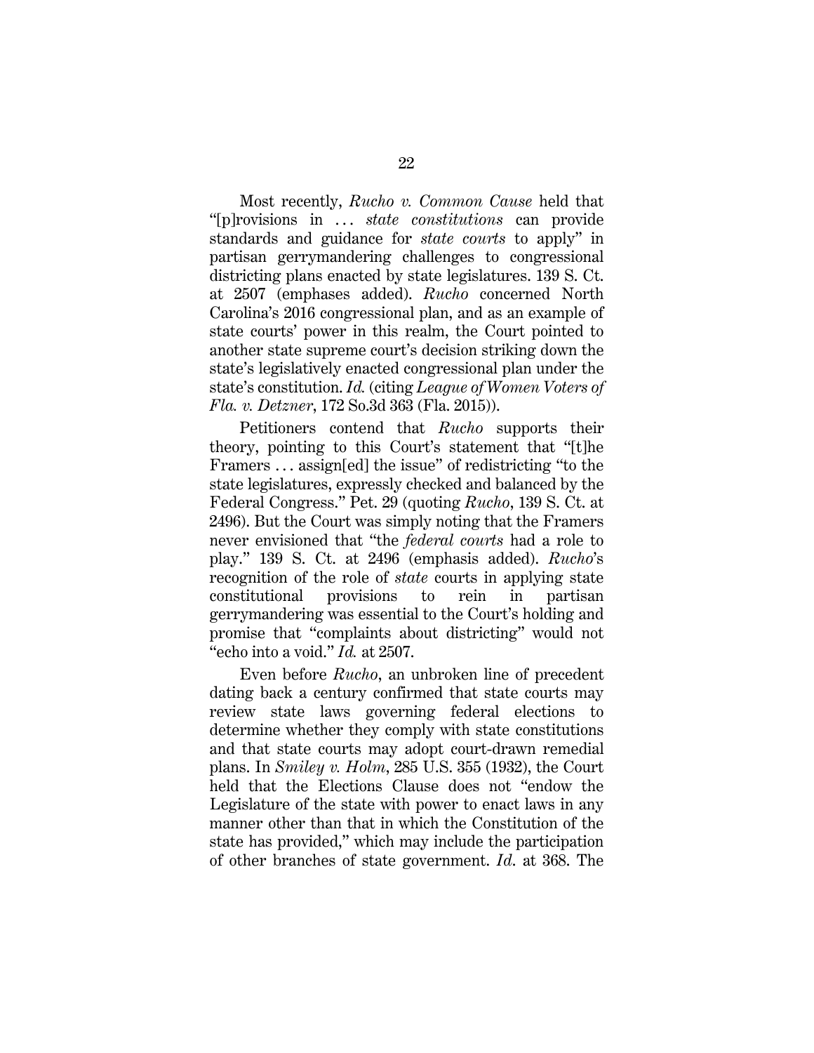Most recently, *Rucho v. Common Cause* held that "[p]rovisions in . . . *state constitutions* can provide standards and guidance for *state courts* to apply" in partisan gerrymandering challenges to congressional districting plans enacted by state legislatures. 139 S. Ct. at 2507 (emphases added). *Rucho* concerned North Carolina's 2016 congressional plan, and as an example of state courts' power in this realm, the Court pointed to another state supreme court's decision striking down the state's legislatively enacted congressional plan under the state's constitution. *Id.* (citing *League of Women Voters of Fla. v. Detzner*, 172 So.3d 363 (Fla. 2015)).

Petitioners contend that *Rucho* supports their theory, pointing to this Court's statement that "[t]he Framers . . . assign[ed] the issue" of redistricting "to the state legislatures, expressly checked and balanced by the Federal Congress." Pet. 29 (quoting *Rucho*, 139 S. Ct. at 2496). But the Court was simply noting that the Framers never envisioned that "the *federal courts* had a role to play." 139 S. Ct. at 2496 (emphasis added). *Rucho*'s recognition of the role of *state* courts in applying state constitutional provisions to rein in partisan gerrymandering was essential to the Court's holding and promise that "complaints about districting" would not "echo into a void." *Id.* at 2507.

Even before *Rucho*, an unbroken line of precedent dating back a century confirmed that state courts may review state laws governing federal elections to determine whether they comply with state constitutions and that state courts may adopt court-drawn remedial plans. In *Smiley v. Holm*, 285 U.S. 355 (1932), the Court held that the Elections Clause does not "endow the Legislature of the state with power to enact laws in any manner other than that in which the Constitution of the state has provided," which may include the participation of other branches of state government. *Id.* at 368. The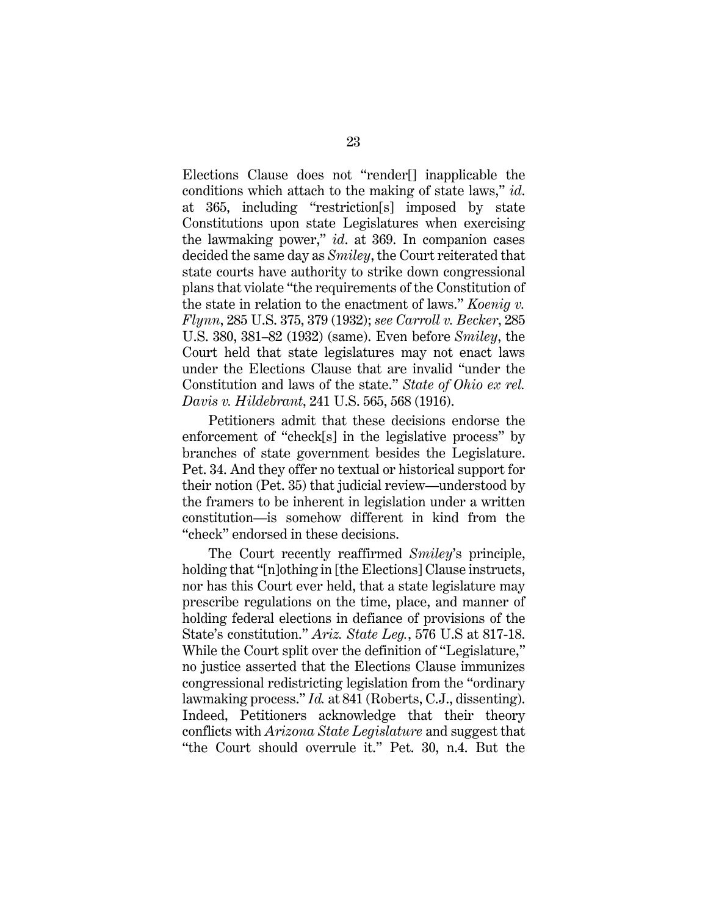Elections Clause does not "render[] inapplicable the conditions which attach to the making of state laws," *id*. at 365, including "restriction[s] imposed by state Constitutions upon state Legislatures when exercising the lawmaking power," *id*. at 369. In companion cases decided the same day as *Smiley*, the Court reiterated that state courts have authority to strike down congressional plans that violate "the requirements of the Constitution of the state in relation to the enactment of laws." *Koenig v. Flynn*, 285 U.S. 375, 379 (1932); *see Carroll v. Becker*, 285 U.S. 380, 381–82 (1932) (same). Even before *Smiley*, the Court held that state legislatures may not enact laws under the Elections Clause that are invalid "under the Constitution and laws of the state." *State of Ohio ex rel. Davis v. Hildebrant*, 241 U.S. 565, 568 (1916).

Petitioners admit that these decisions endorse the enforcement of "check[s] in the legislative process" by branches of state government besides the Legislature. Pet. 34. And they offer no textual or historical support for their notion (Pet. 35) that judicial review—understood by the framers to be inherent in legislation under a written constitution—is somehow different in kind from the "check" endorsed in these decisions.

The Court recently reaffirmed *Smiley*'s principle, holding that "[n]othing in [the Elections] Clause instructs, nor has this Court ever held, that a state legislature may prescribe regulations on the time, place, and manner of holding federal elections in defiance of provisions of the State's constitution." *Ariz. State Leg.*, 576 U.S at 817-18. While the Court split over the definition of "Legislature," no justice asserted that the Elections Clause immunizes congressional redistricting legislation from the "ordinary lawmaking process." *Id.* at 841 (Roberts, C.J., dissenting). Indeed, Petitioners acknowledge that their theory conflicts with *Arizona State Legislature* and suggest that "the Court should overrule it." Pet. 30, n.4. But the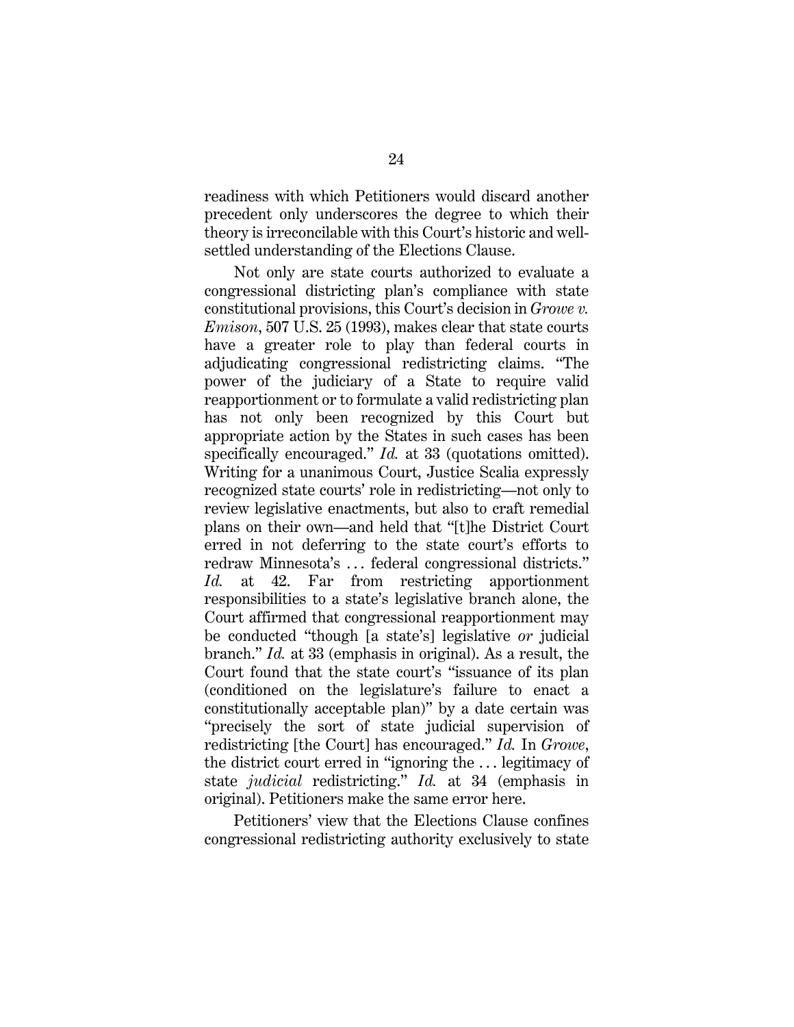readiness with which Petitioners would discard another precedent only underscores the degree to which their theory is irreconcilable with this Court's historic and well-settled understanding of the Elections Clause.

Not only are state courts authorized to evaluate a congressional districting plan's compliance with state constitutional provisions, this Court's decision in *Growe v. Emison*, 507 U.S. 25 (1993), makes clear that state courts have a greater role to play than federal courts in adjudicating congressional redistricting claims. "The power of the judiciary of a State to require valid reapportionment or to formulate a valid redistricting plan has not only been recognized by this Court but appropriate action by the States in such cases has been specifically encouraged." *Id.* at 33 (quotations omitted). Writing for a unanimous Court, Justice Scalia expressly recognized state courts' role in redistricting—not only to review legislative enactments, but also to craft remedial plans on their own—and held that "[t]he District Court erred in not deferring to the state court's efforts to redraw Minnesota's . . . federal congressional districts." *Id.* at 42. Far from restricting apportionment responsibilities to a state's legislative branch alone, the Court affirmed that congressional reapportionment may be conducted "though [a state's] legislative *or* judicial branch." *Id.* at 33 (emphasis in original). As a result, the Court found that the state court's "issuance of its plan (conditioned on the legislature's failure to enact a constitutionally acceptable plan)" by a date certain was "precisely the sort of state judicial supervision of redistricting [the Court] has encouraged." *Id.* In *Growe*, the district court erred in "ignoring the . . . legitimacy of state *judicial* redistricting." *Id.* at 34 (emphasis in original). Petitioners make the same error here.

Petitioners' view that the Elections Clause confines congressional redistricting authority exclusively to state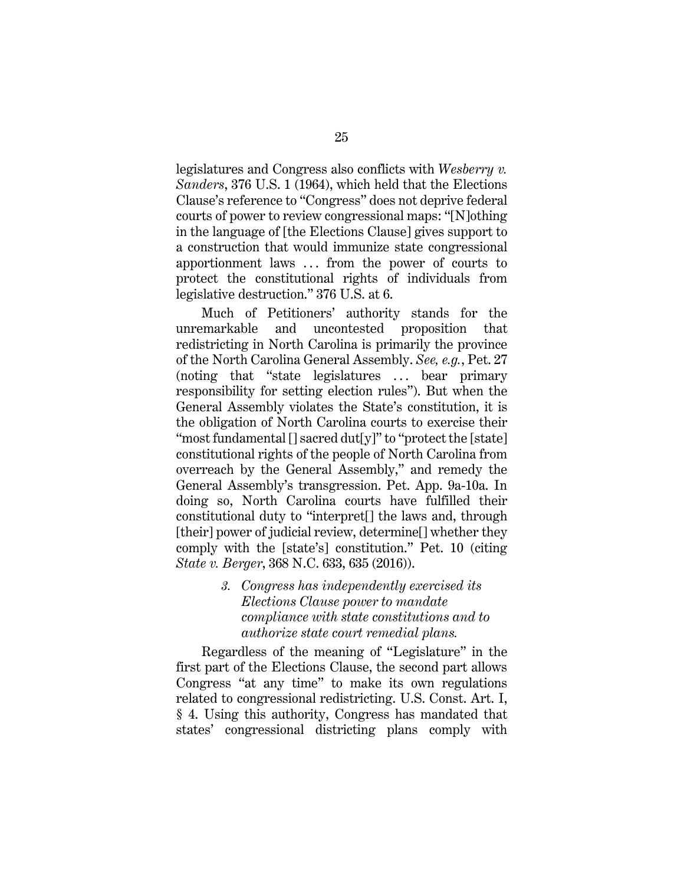legislatures and Congress also conflicts with *Wesberry v. Sanders*, 376 U.S. 1 (1964), which held that the Elections Clause's reference to "Congress" does not deprive federal courts of power to review congressional maps: "[N]othing in the language of [the Elections Clause] gives support to a construction that would immunize state congressional apportionment laws . . . from the power of courts to protect the constitutional rights of individuals from legislative destruction." 376 U.S. at 6.

Much of Petitioners' authority stands for the unremarkable and uncontested proposition that redistricting in North Carolina is primarily the province of the North Carolina General Assembly. *See, e.g.*, Pet. 27 (noting that "state legislatures . . . bear primary responsibility for setting election rules"). But when the General Assembly violates the State's constitution, it is the obligation of North Carolina courts to exercise their "most fundamental [] sacred dut[y]" to "protect the [state] constitutional rights of the people of North Carolina from overreach by the General Assembly," and remedy the General Assembly's transgression. Pet. App. 9a-10a. In doing so, North Carolina courts have fulfilled their constitutional duty to "interpret[] the laws and, through [their] power of judicial review, determine[] whether they comply with the [state's] constitution." Pet. 10 (citing *State v. Berger*, 368 N.C. 633, 635 (2016)).

> *3. Congress has independently exercised its Elections Clause power to mandate compliance with state constitutions and to authorize state court remedial plans.*

Regardless of the meaning of "Legislature" in the first part of the Elections Clause, the second part allows Congress "at any time" to make its own regulations related to congressional redistricting. U.S. Const. Art. I, § 4. Using this authority, Congress has mandated that states' congressional districting plans comply with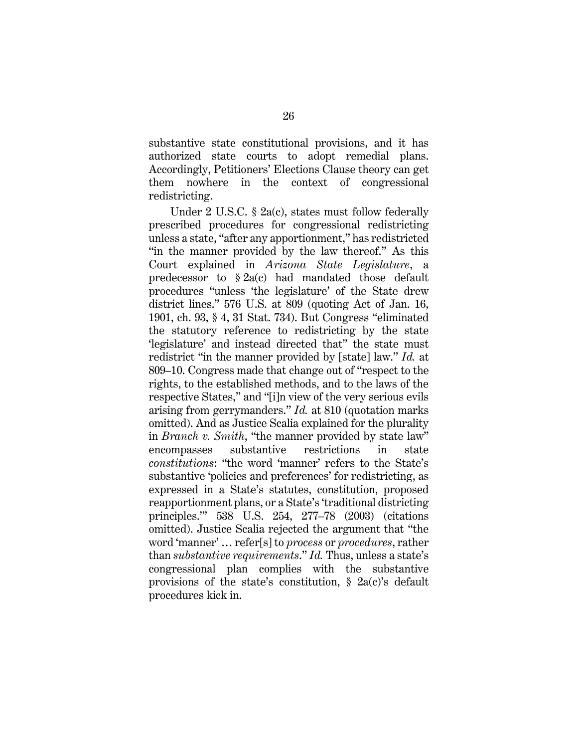substantive state constitutional provisions, and it has authorized state courts to adopt remedial plans. Accordingly, Petitioners' Elections Clause theory can get them nowhere in the context of congressional redistricting.

Under 2 U.S.C. § 2a(c), states must follow federally prescribed procedures for congressional redistricting unless a state, "after any apportionment," has redistricted "in the manner provided by the law thereof." As this Court explained in *Arizona State Legislature*, a predecessor to § 2a(c) had mandated those default procedures "unless 'the legislature' of the State drew district lines." 576 U.S. at 809 (quoting Act of Jan. 16, 1901, ch. 93, § 4, 31 Stat. 734). But Congress "eliminated the statutory reference to redistricting by the state 'legislature' and instead directed that" the state must redistrict "in the manner provided by [state] law." *Id.* at 809–10. Congress made that change out of "respect to the rights, to the established methods, and to the laws of the respective States," and "[i]n view of the very serious evils arising from gerrymanders." *Id.* at 810 (quotation marks omitted). And as Justice Scalia explained for the plurality in *Branch v. Smith*, "the manner provided by state law" encompasses substantive restrictions in state *constitutions*: "the word 'manner' refers to the State's substantive 'policies and preferences' for redistricting, as expressed in a State's statutes, constitution, proposed reapportionment plans, or a State's 'traditional districting principles.'" 538 U.S. 254, 277–78 (2003) (citations omitted). Justice Scalia rejected the argument that "the word 'manner' … refer[s] to *process* or *procedures*, rather than *substantive requirements*." *Id.* Thus, unless a state's congressional plan complies with the substantive provisions of the state's constitution, § 2a(c)'s default procedures kick in.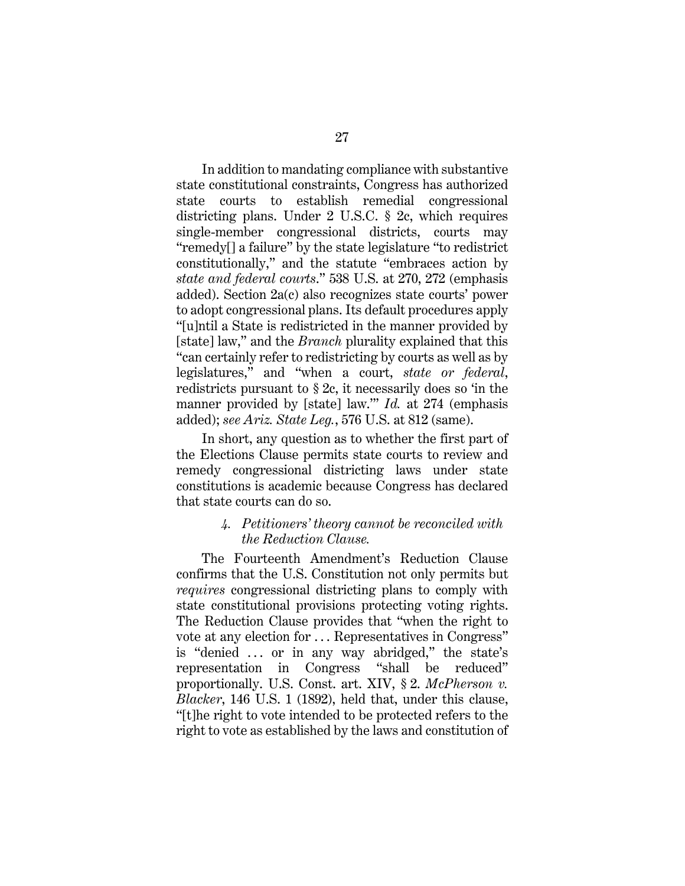In addition to mandating compliance with substantive state constitutional constraints, Congress has authorized state courts to establish remedial congressional districting plans. Under 2 U.S.C. § 2c, which requires single-member congressional districts, courts may "remedy[] a failure" by the state legislature "to redistrict constitutionally," and the statute "embraces action by *state and federal courts*." 538 U.S. at 270, 272 (emphasis added). Section 2a(c) also recognizes state courts' power to adopt congressional plans. Its default procedures apply "[u]ntil a State is redistricted in the manner provided by [state] law," and the *Branch* plurality explained that this "can certainly refer to redistricting by courts as well as by legislatures," and "when a court, *state or federal*, redistricts pursuant to § 2c, it necessarily does so 'in the manner provided by [state] law.'" *Id.* at 274 (emphasis added); *see Ariz. State Leg.*, 576 U.S. at 812 (same).

In short, any question as to whether the first part of the Elections Clause permits state courts to review and remedy congressional districting laws under state constitutions is academic because Congress has declared that state courts can do so.

#### *4. Petitioners' theory cannot be reconciled with the Reduction Clause.*

The Fourteenth Amendment's Reduction Clause confirms that the U.S. Constitution not only permits but *requires* congressional districting plans to comply with state constitutional provisions protecting voting rights. The Reduction Clause provides that "when the right to vote at any election for . . . Representatives in Congress" is "denied . . . or in any way abridged," the state's representation in Congress "shall be reduced" proportionally. U.S. Const. art. XIV, § 2. *McPherson v. Blacker*, 146 U.S. 1 (1892), held that, under this clause, "[t]he right to vote intended to be protected refers to the right to vote as established by the laws and constitution of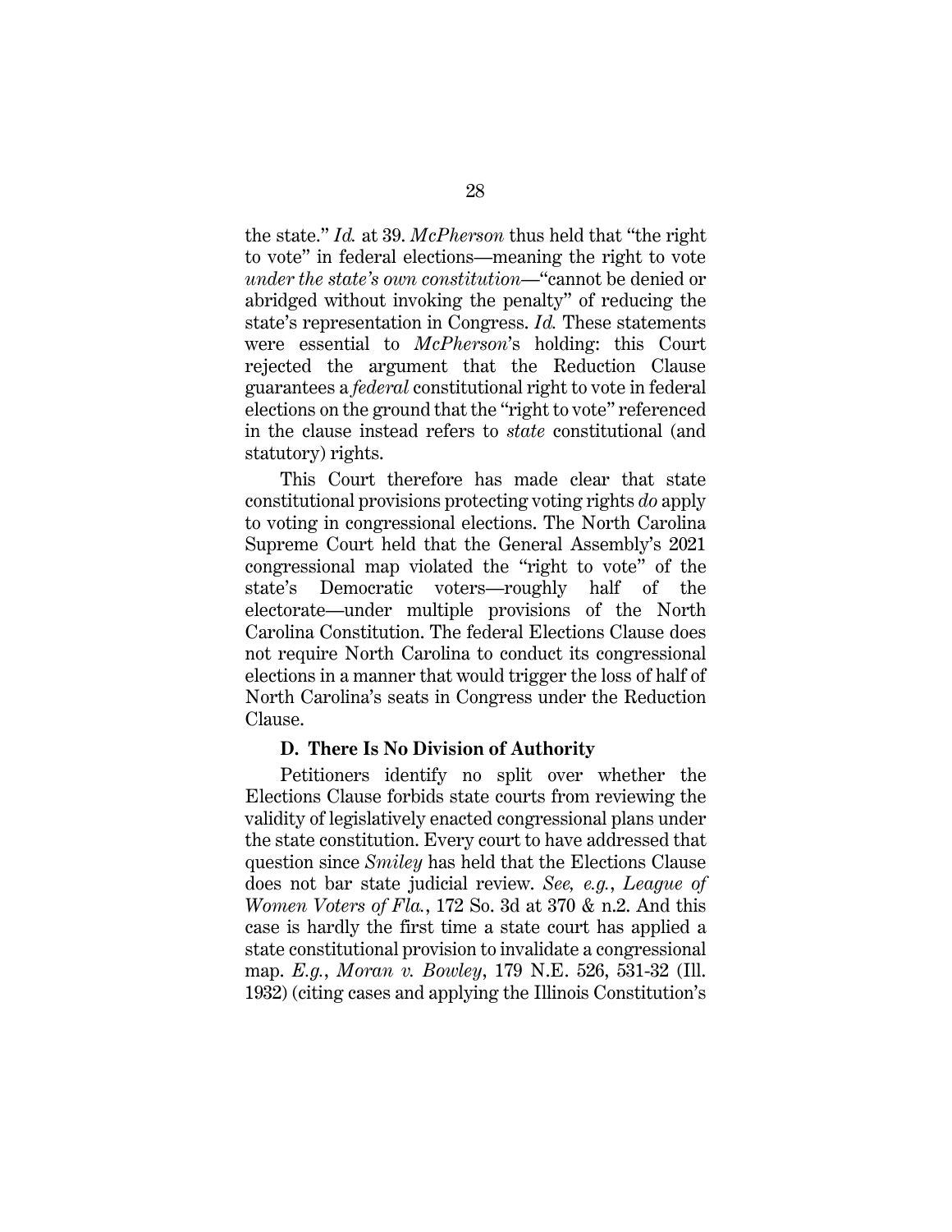the state." *Id.* at 39. *McPherson* thus held that "the right to vote" in federal elections—meaning the right to vote *under the state's own constitution*—"cannot be denied or abridged without invoking the penalty" of reducing the state's representation in Congress. *Id.* These statements were essential to *McPherson*'s holding: this Court rejected the argument that the Reduction Clause guarantees a *federal* constitutional right to vote in federal elections on the ground that the "right to vote" referenced in the clause instead refers to *state* constitutional (and statutory) rights.

This Court therefore has made clear that state constitutional provisions protecting voting rights *do* apply to voting in congressional elections. The North Carolina Supreme Court held that the General Assembly's 2021 congressional map violated the "right to vote" of the state's Democratic voters—roughly half of the electorate—under multiple provisions of the North Carolina Constitution. The federal Elections Clause does not require North Carolina to conduct its congressional elections in a manner that would trigger the loss of half of North Carolina's seats in Congress under the Reduction Clause.

### D. There Is No Division of Authority

Petitioners identify no split over whether the Elections Clause forbids state courts from reviewing the validity of legislatively enacted congressional plans under the state constitution. Every court to have addressed that question since *Smiley* has held that the Elections Clause does not bar state judicial review. *See, e.g.*, *League of Women Voters of Fla.*, 172 So. 3d at 370 & n.2. And this case is hardly the first time a state court has applied a state constitutional provision to invalidate a congressional map. *E.g.*, *Moran v. Bowley*, 179 N.E. 526, 531-32 (Ill. 1932) (citing cases and applying the Illinois Constitution's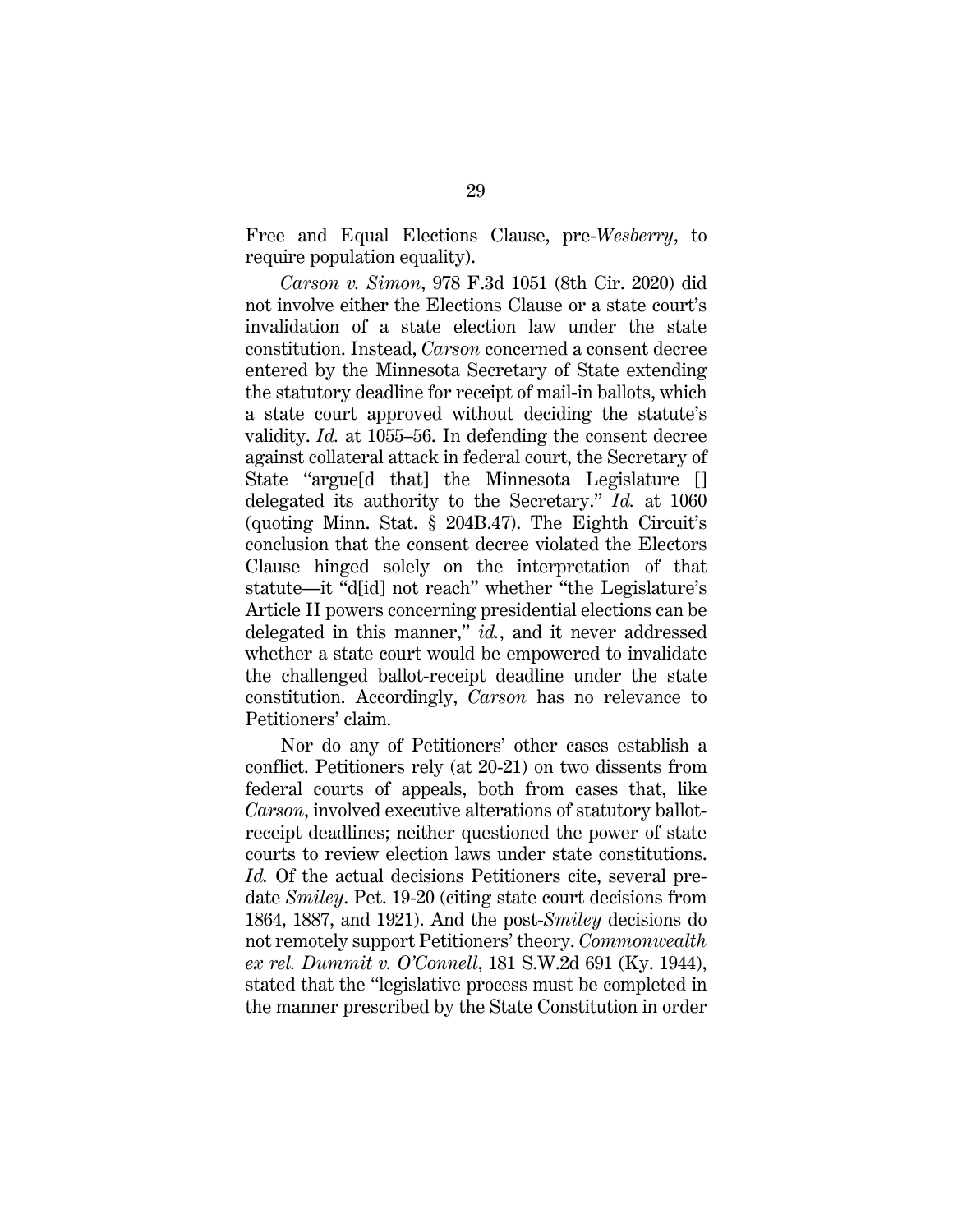Free and Equal Elections Clause, pre-*Wesberry*, to require population equality).

*Carson v. Simon*, 978 F.3d 1051 (8th Cir. 2020) did not involve either the Elections Clause or a state court's invalidation of a state election law under the state constitution. Instead, *Carson* concerned a consent decree entered by the Minnesota Secretary of State extending the statutory deadline for receipt of mail-in ballots, which a state court approved without deciding the statute's validity. *Id.* at 1055–56. In defending the consent decree against collateral attack in federal court, the Secretary of State "argue[d that] the Minnesota Legislature [] delegated its authority to the Secretary." *Id.* at 1060 (quoting Minn. Stat. § 204B.47). The Eighth Circuit's conclusion that the consent decree violated the Electors Clause hinged solely on the interpretation of that statute—it "d[id] not reach" whether "the Legislature's Article II powers concerning presidential elections can be delegated in this manner," *id.*, and it never addressed whether a state court would be empowered to invalidate the challenged ballot-receipt deadline under the state constitution. Accordingly, *Carson* has no relevance to Petitioners' claim.

Nor do any of Petitioners' other cases establish a conflict. Petitioners rely (at 20-21) on two dissents from federal courts of appeals, both from cases that, like *Carson*, involved executive alterations of statutory ballot-receipt deadlines; neither questioned the power of state courts to review election laws under state constitutions. *Id.* Of the actual decisions Petitioners cite, several predate *Smiley*. Pet. 19-20 (citing state court decisions from 1864, 1887, and 1921). And the post-*Smiley* decisions do not remotely support Petitioners' theory. *Commonwealth ex rel. Dummit v. O'Connell*, 181 S.W.2d 691 (Ky. 1944), stated that the "legislative process must be completed in the manner prescribed by the State Constitution in order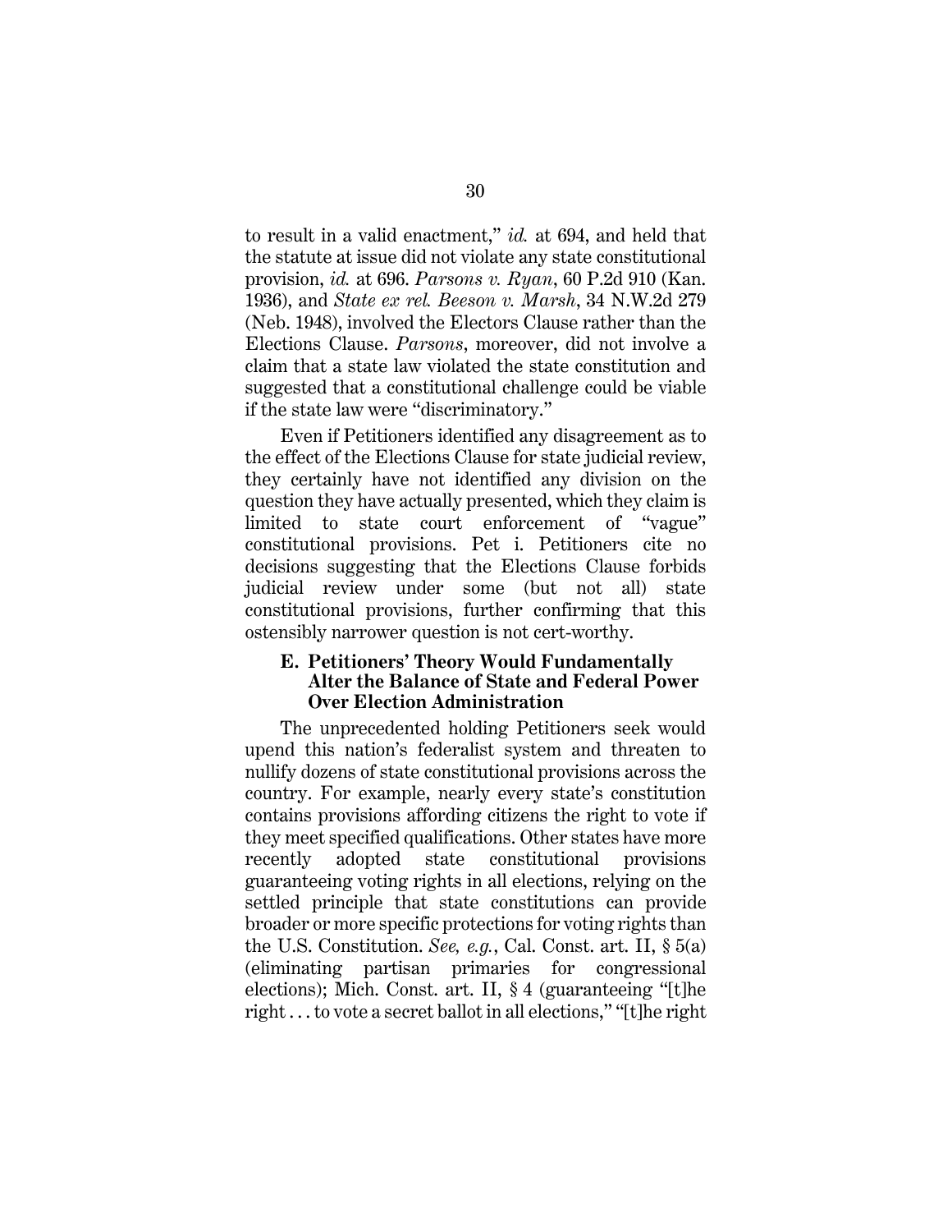to result in a valid enactment," *id.* at 694, and held that the statute at issue did not violate any state constitutional provision, *id.* at 696. *Parsons v. Ryan*, 60 P.2d 910 (Kan. 1936), and *State ex rel. Beeson v. Marsh*, 34 N.W.2d 279 (Neb. 1948), involved the Electors Clause rather than the Elections Clause. *Parsons*, moreover, did not involve a claim that a state law violated the state constitution and suggested that a constitutional challenge could be viable if the state law were "discriminatory."

Even if Petitioners identified any disagreement as to the effect of the Elections Clause for state judicial review, they certainly have not identified any division on the question they have actually presented, which they claim is limited to state court enforcement of "vague" constitutional provisions. Pet i. Petitioners cite no decisions suggesting that the Elections Clause forbids judicial review under some (but not all) state constitutional provisions, further confirming that this ostensibly narrower question is not cert-worthy.

### E. Petitioners' Theory Would Fundamentally Alter the Balance of State and Federal Power Over Election Administration

The unprecedented holding Petitioners seek would upend this nation's federalist system and threaten to nullify dozens of state constitutional provisions across the country. For example, nearly every state's constitution contains provisions affording citizens the right to vote if they meet specified qualifications. Other states have more recently adopted state constitutional provisions guaranteeing voting rights in all elections, relying on the settled principle that state constitutions can provide broader or more specific protections for voting rights than the U.S. Constitution. *See, e.g.*, Cal. Const. art. II, § 5(a) (eliminating partisan primaries for congressional elections); Mich. Const. art. II, § 4 (guaranteeing "[t]he right . . . to vote a secret ballot in all elections," "[t]he right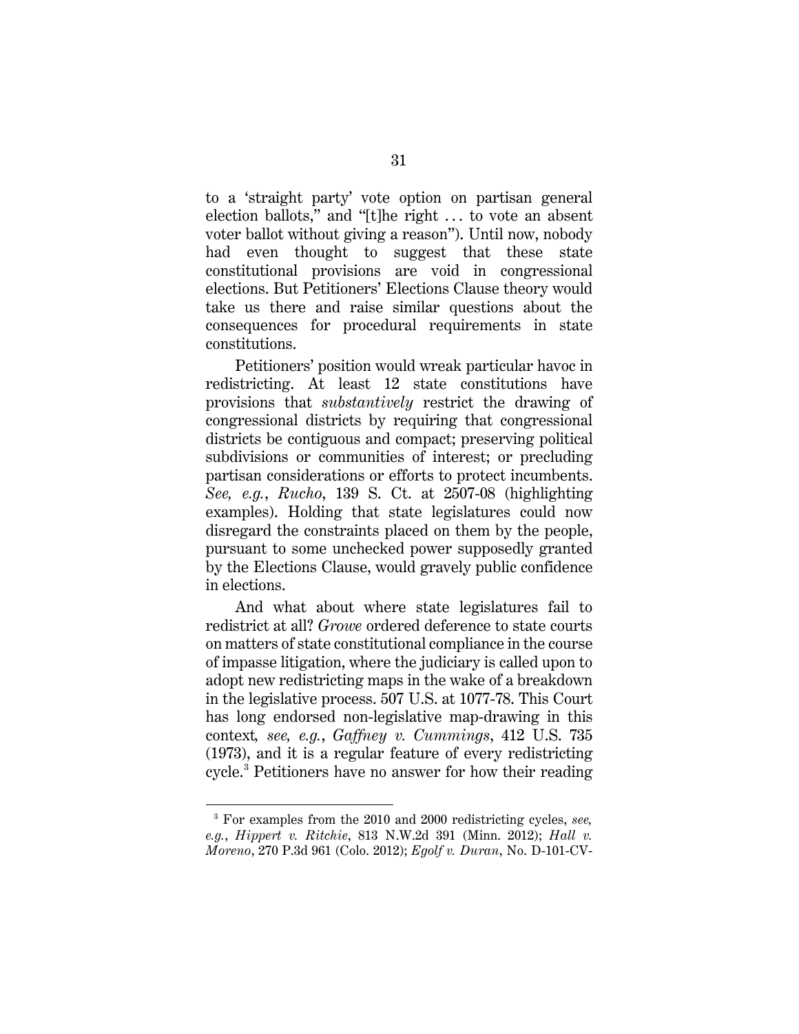to a 'straight party' vote option on partisan general election ballots," and "[t]he right . . . to vote an absent voter ballot without giving a reason"). Until now, nobody had even thought to suggest that these state constitutional provisions are void in congressional elections. But Petitioners' Elections Clause theory would take us there and raise similar questions about the consequences for procedural requirements in state constitutions.

Petitioners' position would wreak particular havoc in redistricting. At least 12 state constitutions have provisions that *substantively* restrict the drawing of congressional districts by requiring that congressional districts be contiguous and compact; preserving political subdivisions or communities of interest; or precluding partisan considerations or efforts to protect incumbents. *See, e.g.*, *Rucho*, 139 S. Ct. at 2507-08 (highlighting examples). Holding that state legislatures could now disregard the constraints placed on them by the people, pursuant to some unchecked power supposedly granted by the Elections Clause, would gravely public confidence in elections.

And what about where state legislatures fail to redistrict at all? *Growe* ordered deference to state courts on matters of state constitutional compliance in the course of impasse litigation, where the judiciary is called upon to adopt new redistricting maps in the wake of a breakdown in the legislative process. 507 U.S. at 1077-78. This Court has long endorsed non-legislative map-drawing in this context, *see, e.g.*, *Gaffney v. Cummings*, 412 U.S. 735 (1973), and it is a regular feature of every redistricting cycle.[3] Petitioners have no answer for how their reading

[3] For examples from the 2010 and 2000 redistricting cycles, *see, e.g.*, *Hippert v. Ritchie*, 813 N.W.2d 391 (Minn. 2012); *Hall v. Moreno*, 270 P.3d 961 (Colo. 2012); *Egolf v. Duran*, No. D-101-CV-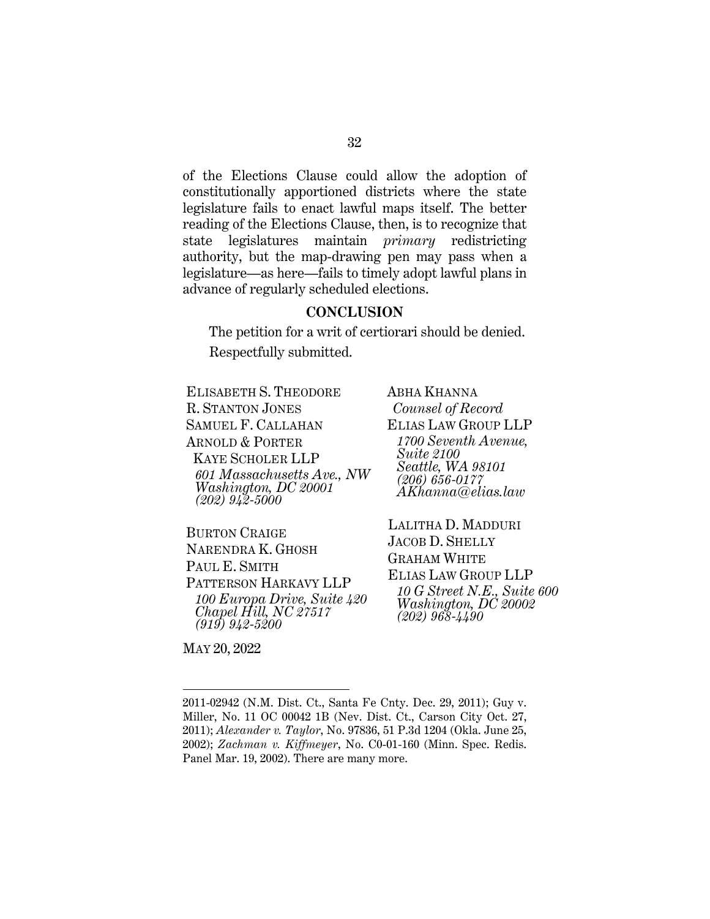of the Elections Clause could allow the adoption of constitutionally apportioned districts where the state legislature fails to enact lawful maps itself. The better reading of the Elections Clause, then, is to recognize that state legislatures maintain *primary* redistricting authority, but the map-drawing pen may pass when a legislature—as here—fails to timely adopt lawful plans in advance of regularly scheduled elections.

## CONCLUSION

The petition for a writ of certiorari should be denied.

Respectfully submitted.

ELISABETH S. THEODORE
R. STANTON JONES
SAMUEL F. CALLAHAN
ARNOLD & PORTER
KAYE SCHOLER LLP
*601 Massachusetts Ave., NW*
*Washington, DC 20001*
*(202) 942-5000*

BURTON CRAIGE
NARENDRA K. GHOSH
PAUL E. SMITH
PATTERSON HARKAVY LLP
*100 Europa Drive, Suite 420*
*Chapel Hill, NC 27517*
*(919) 942-5200*

ABHA KHANNA
*Counsel of Record*
ELIAS LAW GROUP LLP
*1700 Seventh Avenue, Suite 2100*
*Seattle, WA 98101*
*(206) 656-0177*
*AKhanna@elias.law*

LALITHA D. MADDURI
JACOB D. SHELLY
GRAHAM WHITE
ELIAS LAW GROUP LLP
*10 G Street N.E., Suite 600*
*Washington, DC 20002*
*(202) 968-4490*

MAY 20, 2022

---

2011-02942 (N.M. Dist. Ct., Santa Fe Cnty. Dec. 29, 2011); Guy v. Miller, No. 11 OC 00042 1B (Nev. Dist. Ct., Carson City Oct. 27, 2011); *Alexander v. Taylor*, No. 97836, 51 P.3d 1204 (Okla. June 25, 2002); *Zachman v. Kiffmeyer*, No. C0-01-160 (Minn. Spec. Redis. Panel Mar. 19, 2002). There are many more.